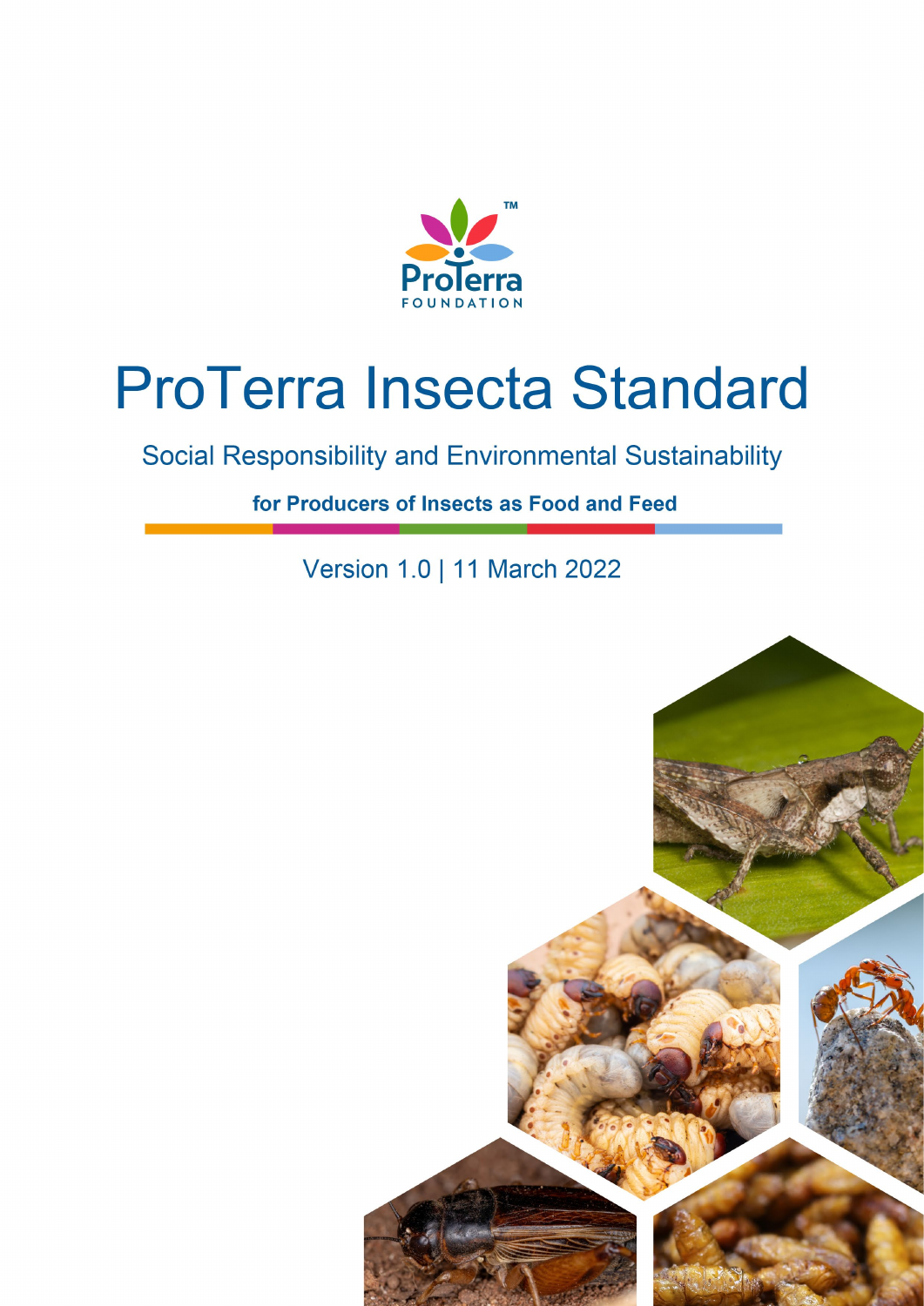ProTerra FOUNDATION

# ProTerra Insecta Standard

## Social Responsibility and Environmental Sustainability

**for Producers of Insects as Food and Feed**

Version 1.0 | 11 March 2022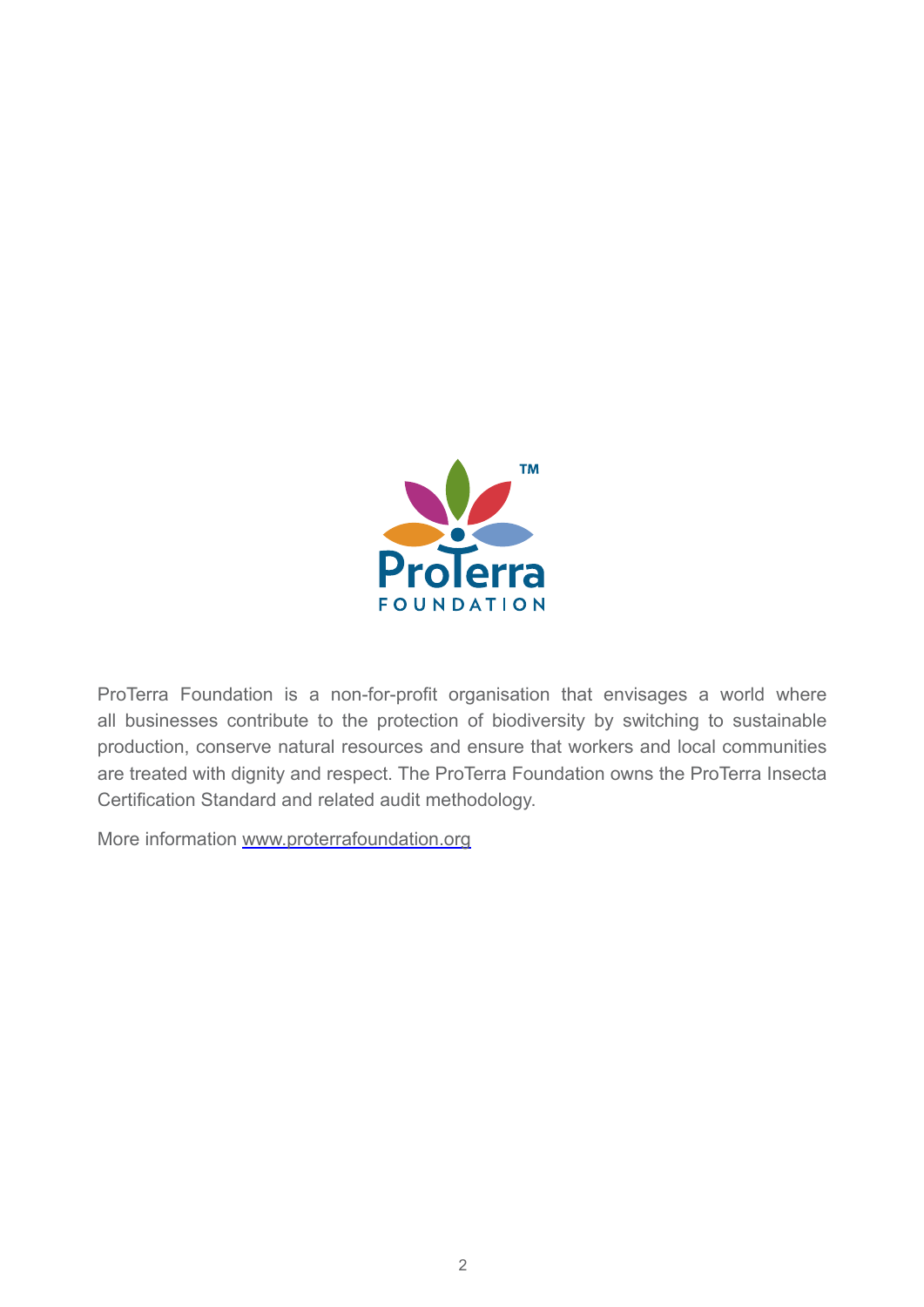ProTerra Foundation is a non-for-profit organisation that envisages a world where all businesses contribute to the protection of biodiversity by switching to sustainable production, conserve natural resources and ensure that workers and local communities are treated with dignity and respect. The ProTerra Foundation owns the ProTerra Insecta Certification Standard and related audit methodology.

More information [www.proterrafoundation.org](http://www.proterrafoundation.org)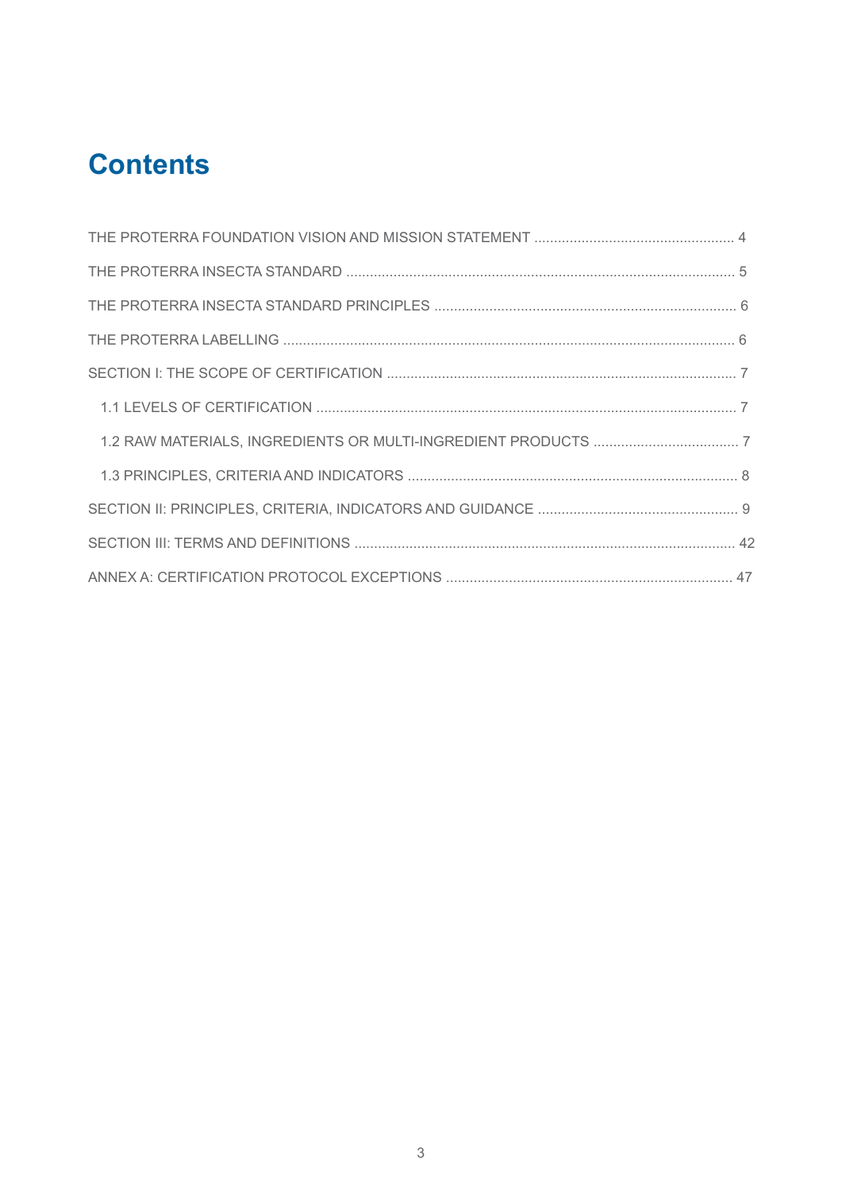# Contents

THE PROTERRA FOUNDATION VISION AND MISSION STATEMENT .................................................. 4

THE PROTERRA INSECTA STANDARD .................................................................................................. 5

THE PROTERRA INSECTA STANDARD PRINCIPLES ............................................................................ 6

THE PROTERRA LABELLING ................................................................................................................. 6

SECTION I: THE SCOPE OF CERTIFICATION ........................................................................................ 7

  1.1 LEVELS OF CERTIFICATION .......................................................................................................... 7

  1.2 RAW MATERIALS, INGREDIENTS OR MULTI-INGREDIENT PRODUCTS ..................................... 7

  1.3 PRINCIPLES, CRITERIA AND INDICATORS .................................................................................... 8

SECTION II: PRINCIPLES, CRITERIA, INDICATORS AND GUIDANCE .................................................. 9

SECTION III: TERMS AND DEFINITIONS ................................................................................................ 42

ANNEX A: CERTIFICATION PROTOCOL EXCEPTIONS ........................................................................ 47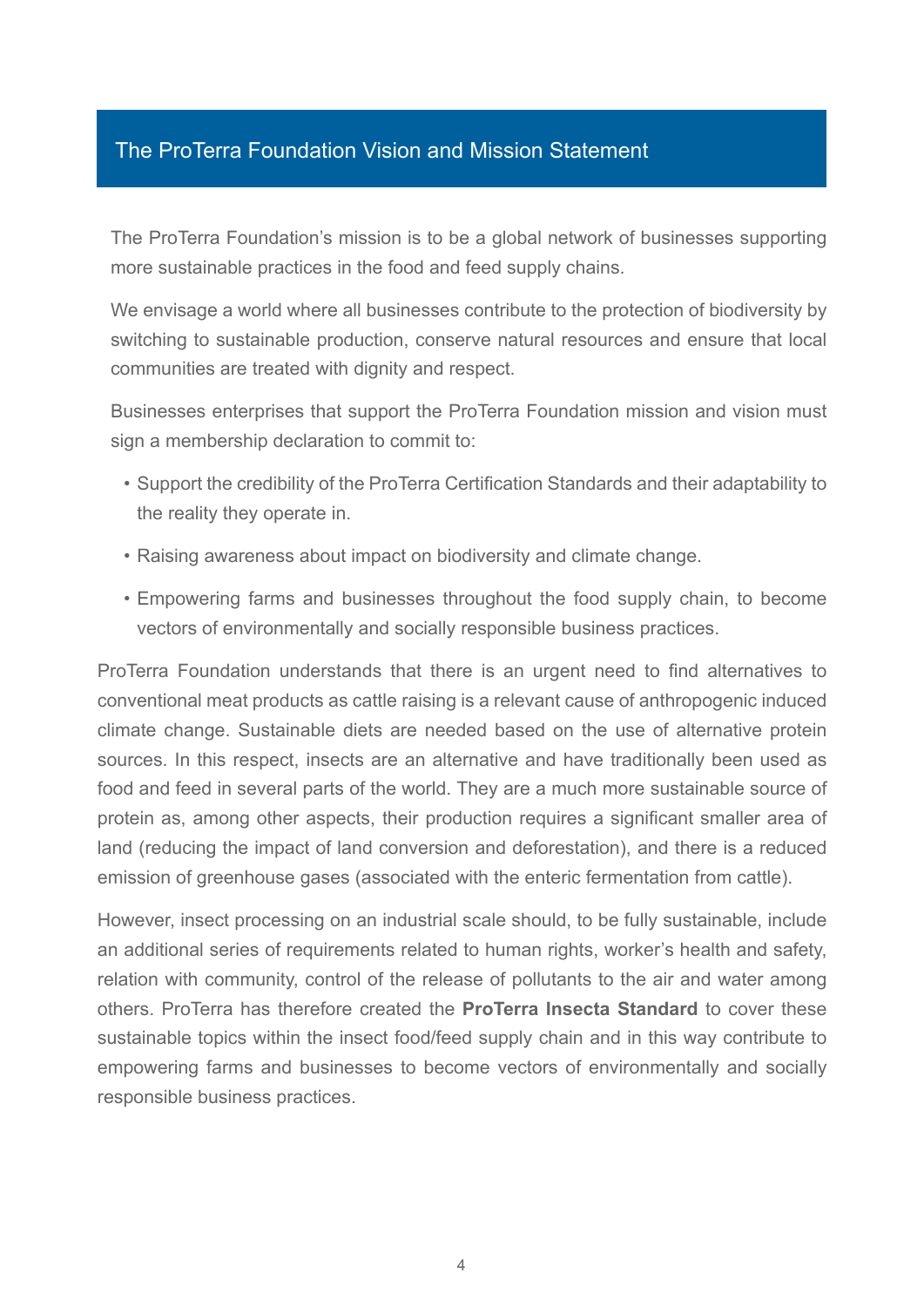## The ProTerra Foundation Vision and Mission Statement

The ProTerra Foundation's mission is to be a global network of businesses supporting more sustainable practices in the food and feed supply chains.

We envisage a world where all businesses contribute to the protection of biodiversity by switching to sustainable production, conserve natural resources and ensure that local communities are treated with dignity and respect.

Businesses enterprises that support the ProTerra Foundation mission and vision must sign a membership declaration to commit to:

- Support the credibility of the ProTerra Certification Standards and their adaptability to the reality they operate in.
- Raising awareness about impact on biodiversity and climate change.
- Empowering farms and businesses throughout the food supply chain, to become vectors of environmentally and socially responsible business practices.

ProTerra Foundation understands that there is an urgent need to find alternatives to conventional meat products as cattle raising is a relevant cause of anthropogenic induced climate change. Sustainable diets are needed based on the use of alternative protein sources. In this respect, insects are an alternative and have traditionally been used as food and feed in several parts of the world. They are a much more sustainable source of protein as, among other aspects, their production requires a significant smaller area of land (reducing the impact of land conversion and deforestation), and there is a reduced emission of greenhouse gases (associated with the enteric fermentation from cattle).

However, insect processing on an industrial scale should, to be fully sustainable, include an additional series of requirements related to human rights, worker's health and safety, relation with community, control of the release of pollutants to the air and water among others. ProTerra has therefore created the **ProTerra Insecta Standard** to cover these sustainable topics within the insect food/feed supply chain and in this way contribute to empowering farms and businesses to become vectors of environmentally and socially responsible business practices.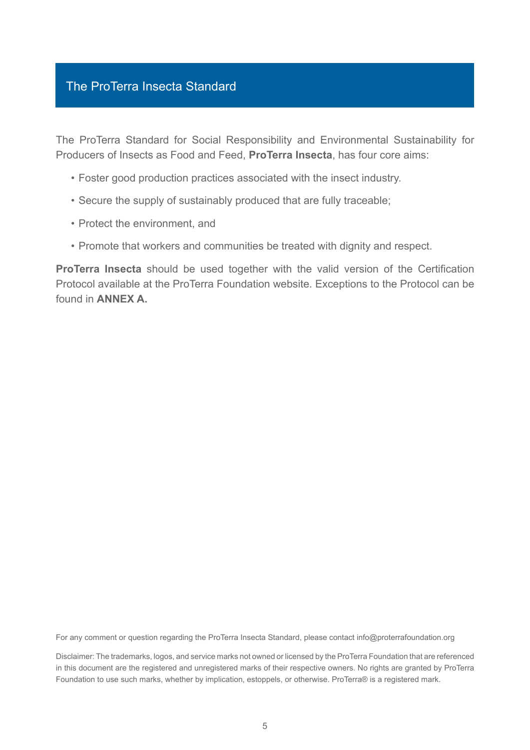## The ProTerra Insecta Standard

The ProTerra Standard for Social Responsibility and Environmental Sustainability for Producers of Insects as Food and Feed, **ProTerra Insecta**, has four core aims:

- Foster good production practices associated with the insect industry.
- Secure the supply of sustainably produced that are fully traceable;
- Protect the environment, and
- Promote that workers and communities be treated with dignity and respect.

**ProTerra Insecta** should be used together with the valid version of the Certification Protocol available at the ProTerra Foundation website. Exceptions to the Protocol can be found in **ANNEX A.**

For any comment or question regarding the ProTerra Insecta Standard, please contact info@proterrafoundation.org

Disclaimer: The trademarks, logos, and service marks not owned or licensed by the ProTerra Foundation that are referenced in this document are the registered and unregistered marks of their respective owners. No rights are granted by ProTerra Foundation to use such marks, whether by implication, estoppels, or otherwise. ProTerra® is a registered mark.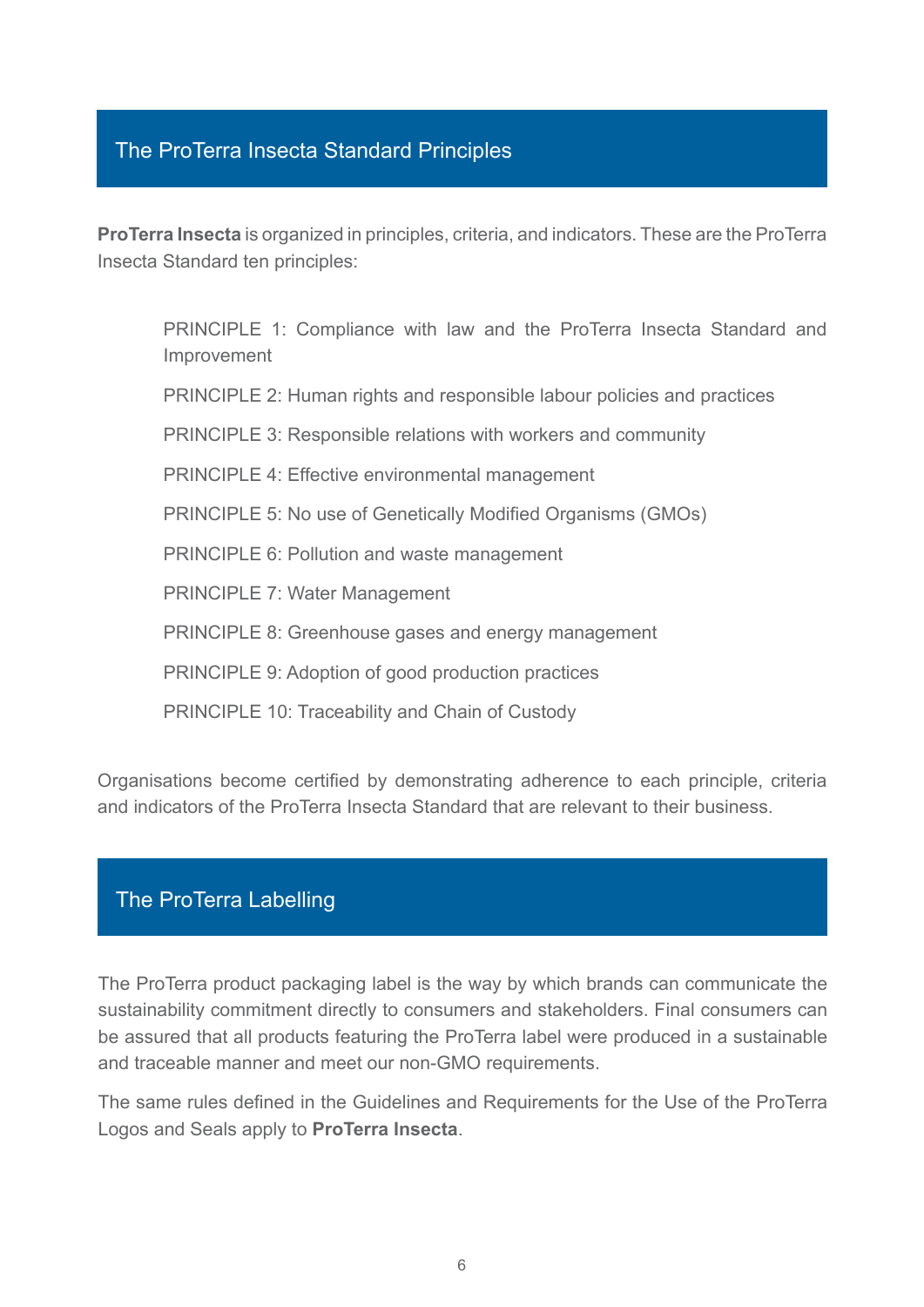## The ProTerra Insecta Standard Principles

**ProTerra Insecta** is organized in principles, criteria, and indicators. These are the ProTerra Insecta Standard ten principles:

PRINCIPLE 1: Compliance with law and the ProTerra Insecta Standard and Improvement

PRINCIPLE 2: Human rights and responsible labour policies and practices

PRINCIPLE 3: Responsible relations with workers and community

PRINCIPLE 4: Effective environmental management

PRINCIPLE 5: No use of Genetically Modified Organisms (GMOs)

PRINCIPLE 6: Pollution and waste management

PRINCIPLE 7: Water Management

PRINCIPLE 8: Greenhouse gases and energy management

PRINCIPLE 9: Adoption of good production practices

PRINCIPLE 10: Traceability and Chain of Custody

Organisations become certified by demonstrating adherence to each principle, criteria and indicators of the ProTerra Insecta Standard that are relevant to their business.

## The ProTerra Labelling

The ProTerra product packaging label is the way by which brands can communicate the sustainability commitment directly to consumers and stakeholders. Final consumers can be assured that all products featuring the ProTerra label were produced in a sustainable and traceable manner and meet our non-GMO requirements.

The same rules defined in the Guidelines and Requirements for the Use of the ProTerra Logos and Seals apply to **ProTerra Insecta**.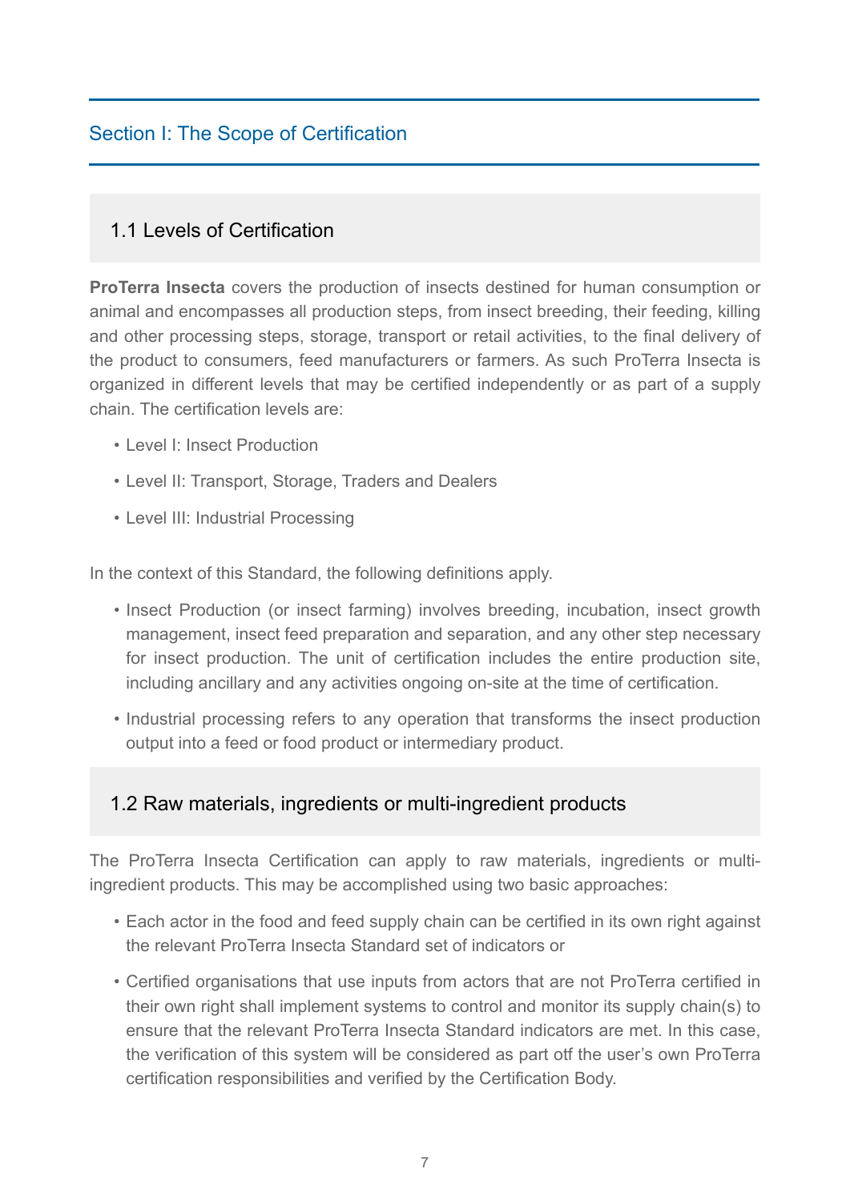## Section I: The Scope of Certification

### 1.1 Levels of Certification

**ProTerra Insecta** covers the production of insects destined for human consumption or animal and encompasses all production steps, from insect breeding, their feeding, killing and other processing steps, storage, transport or retail activities, to the final delivery of the product to consumers, feed manufacturers or farmers. As such ProTerra Insecta is organized in different levels that may be certified independently or as part of a supply chain. The certification levels are:

- Level I: Insect Production
- Level II: Transport, Storage, Traders and Dealers
- Level III: Industrial Processing

In the context of this Standard, the following definitions apply.

- Insect Production (or insect farming) involves breeding, incubation, insect growth management, insect feed preparation and separation, and any other step necessary for insect production. The unit of certification includes the entire production site, including ancillary and any activities ongoing on-site at the time of certification.
- Industrial processing refers to any operation that transforms the insect production output into a feed or food product or intermediary product.

### 1.2 Raw materials, ingredients or multi-ingredient products

The ProTerra Insecta Certification can apply to raw materials, ingredients or multi-ingredient products. This may be accomplished using two basic approaches:

- Each actor in the food and feed supply chain can be certified in its own right against the relevant ProTerra Insecta Standard set of indicators or
- Certified organisations that use inputs from actors that are not ProTerra certified in their own right shall implement systems to control and monitor its supply chain(s) to ensure that the relevant ProTerra Insecta Standard indicators are met. In this case, the verification of this system will be considered as part otf the user's own ProTerra certification responsibilities and verified by the Certification Body.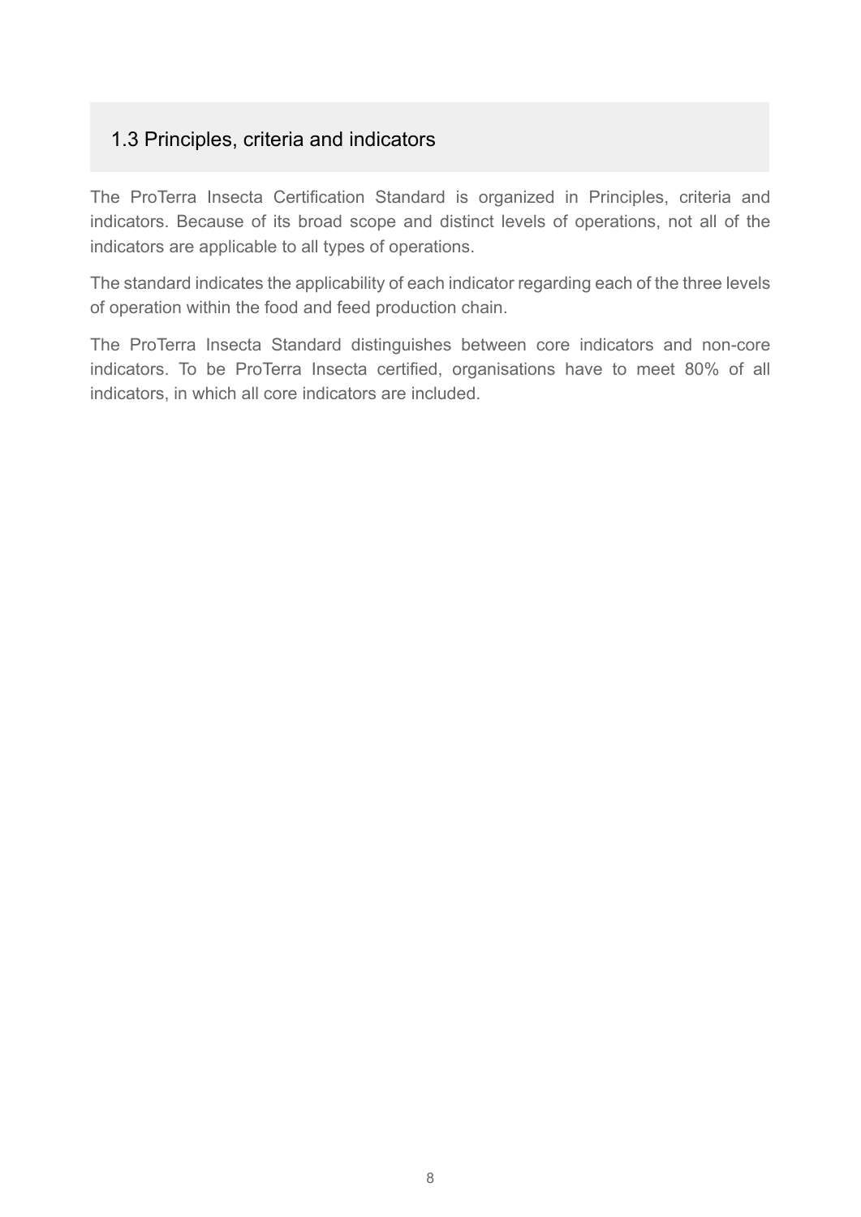## 1.3 Principles, criteria and indicators

The ProTerra Insecta Certification Standard is organized in Principles, criteria and indicators. Because of its broad scope and distinct levels of operations, not all of the indicators are applicable to all types of operations.

The standard indicates the applicability of each indicator regarding each of the three levels of operation within the food and feed production chain.

The ProTerra Insecta Standard distinguishes between core indicators and non-core indicators. To be ProTerra Insecta certified, organisations have to meet 80% of all indicators, in which all core indicators are included.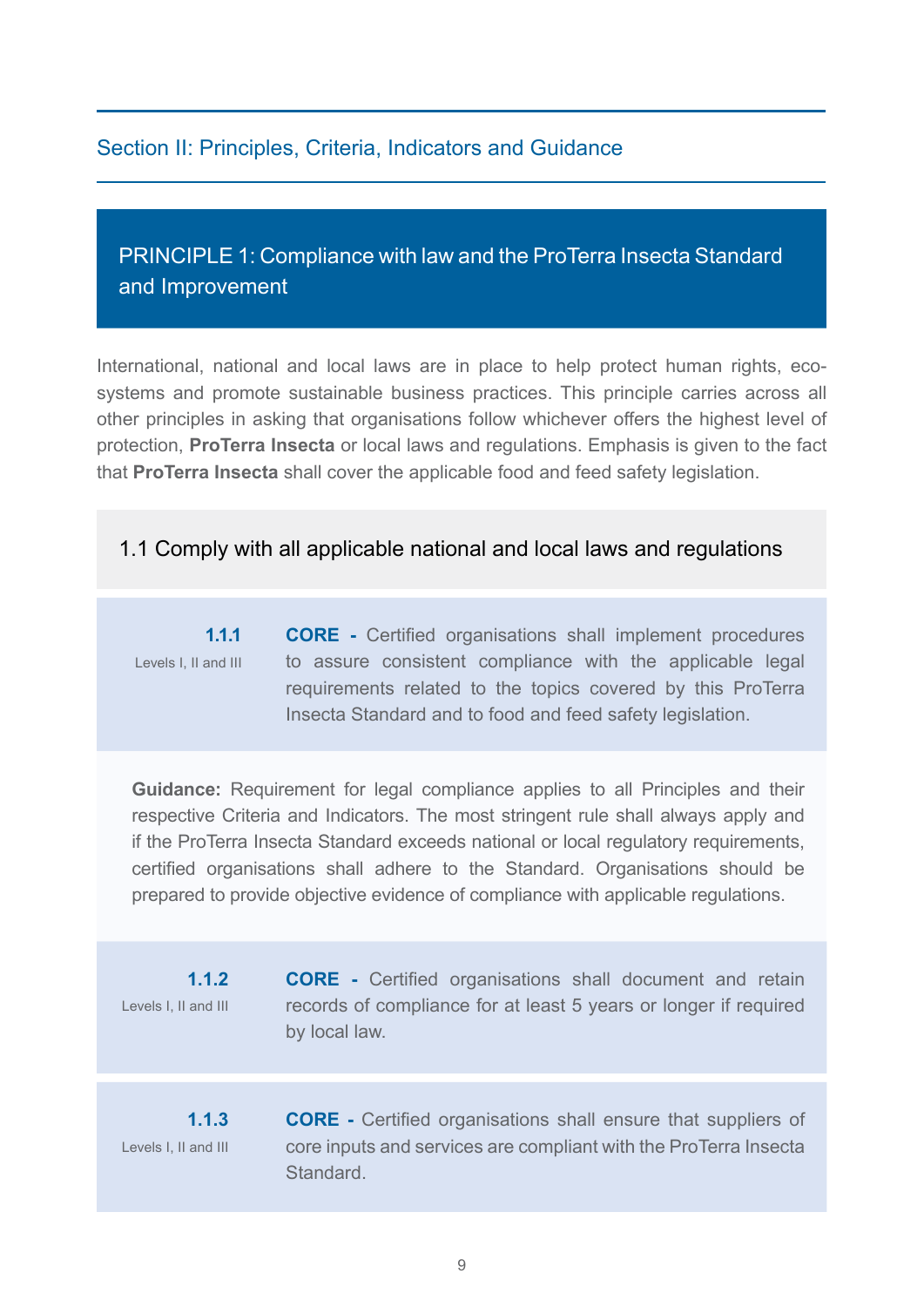## Section II: Principles, Criteria, Indicators and Guidance

### PRINCIPLE 1: Compliance with law and the ProTerra Insecta Standard and Improvement

International, national and local laws are in place to help protect human rights, eco-systems and promote sustainable business practices. This principle carries across all other principles in asking that organisations follow whichever offers the highest level of protection, **ProTerra Insecta** or local laws and regulations. Emphasis is given to the fact that **ProTerra Insecta** shall cover the applicable food and feed safety legislation.

#### 1.1 Comply with all applicable national and local laws and regulations

**1.1.1**
Levels I, II and III

**CORE -** Certified organisations shall implement procedures to assure consistent compliance with the applicable legal requirements related to the topics covered by this ProTerra Insecta Standard and to food and feed safety legislation.

**Guidance:** Requirement for legal compliance applies to all Principles and their respective Criteria and Indicators. The most stringent rule shall always apply and if the ProTerra Insecta Standard exceeds national or local regulatory requirements, certified organisations shall adhere to the Standard. Organisations should be prepared to provide objective evidence of compliance with applicable regulations.

**1.1.2**
Levels I, II and III

**CORE -** Certified organisations shall document and retain records of compliance for at least 5 years or longer if required by local law.

**1.1.3**
Levels I, II and III

**CORE -** Certified organisations shall ensure that suppliers of core inputs and services are compliant with the ProTerra Insecta Standard.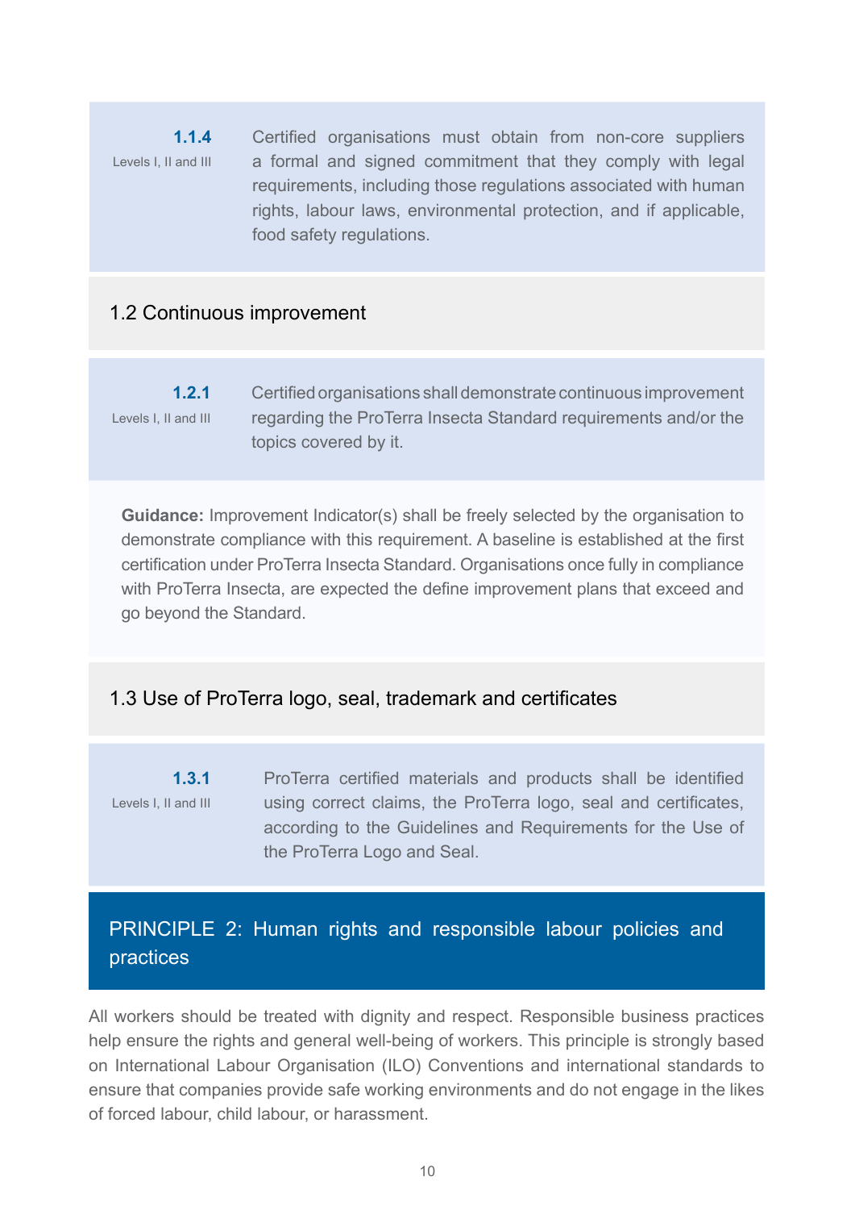**1.1.4**
Levels I, II and III

Certified organisations must obtain from non-core suppliers a formal and signed commitment that they comply with legal requirements, including those regulations associated with human rights, labour laws, environmental protection, and if applicable, food safety regulations.

## 1.2 Continuous improvement

**1.2.1**
Levels I, II and III

Certified organisations shall demonstrate continuous improvement regarding the ProTerra Insecta Standard requirements and/or the topics covered by it.

**Guidance:** Improvement Indicator(s) shall be freely selected by the organisation to demonstrate compliance with this requirement. A baseline is established at the first certification under ProTerra Insecta Standard. Organisations once fully in compliance with ProTerra Insecta, are expected the define improvement plans that exceed and go beyond the Standard.

## 1.3 Use of ProTerra logo, seal, trademark and certificates

**1.3.1**
Levels I, II and III

ProTerra certified materials and products shall be identified using correct claims, the ProTerra logo, seal and certificates, according to the Guidelines and Requirements for the Use of the ProTerra Logo and Seal.

# PRINCIPLE 2: Human rights and responsible labour policies and practices

All workers should be treated with dignity and respect. Responsible business practices help ensure the rights and general well-being of workers. This principle is strongly based on International Labour Organisation (ILO) Conventions and international standards to ensure that companies provide safe working environments and do not engage in the likes of forced labour, child labour, or harassment.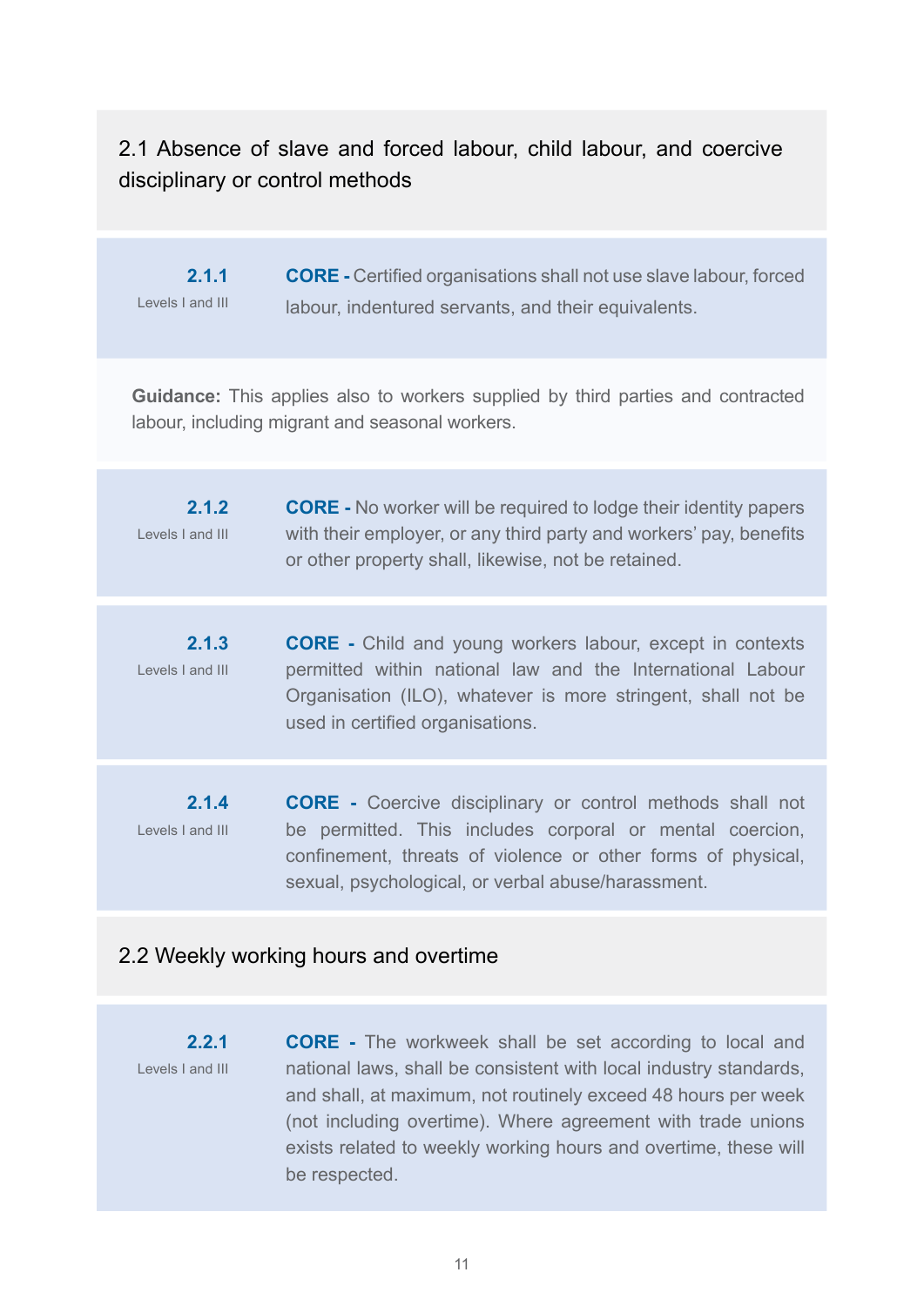## 2.1 Absence of slave and forced labour, child labour, and coercive disciplinary or control methods

**2.1.1**
Levels I and III

**CORE -** Certified organisations shall not use slave labour, forced labour, indentured servants, and their equivalents.

**Guidance:** This applies also to workers supplied by third parties and contracted labour, including migrant and seasonal workers.

**2.1.2**
Levels I and III

**CORE -** No worker will be required to lodge their identity papers with their employer, or any third party and workers' pay, benefits or other property shall, likewise, not be retained.

**2.1.3**
Levels I and III

**CORE -** Child and young workers labour, except in contexts permitted within national law and the International Labour Organisation (ILO), whatever is more stringent, shall not be used in certified organisations.

**2.1.4**
Levels I and III

**CORE -** Coercive disciplinary or control methods shall not be permitted. This includes corporal or mental coercion, confinement, threats of violence or other forms of physical, sexual, psychological, or verbal abuse/harassment.

## 2.2 Weekly working hours and overtime

**2.2.1**
Levels I and III

**CORE -** The workweek shall be set according to local and national laws, shall be consistent with local industry standards, and shall, at maximum, not routinely exceed 48 hours per week (not including overtime). Where agreement with trade unions exists related to weekly working hours and overtime, these will be respected.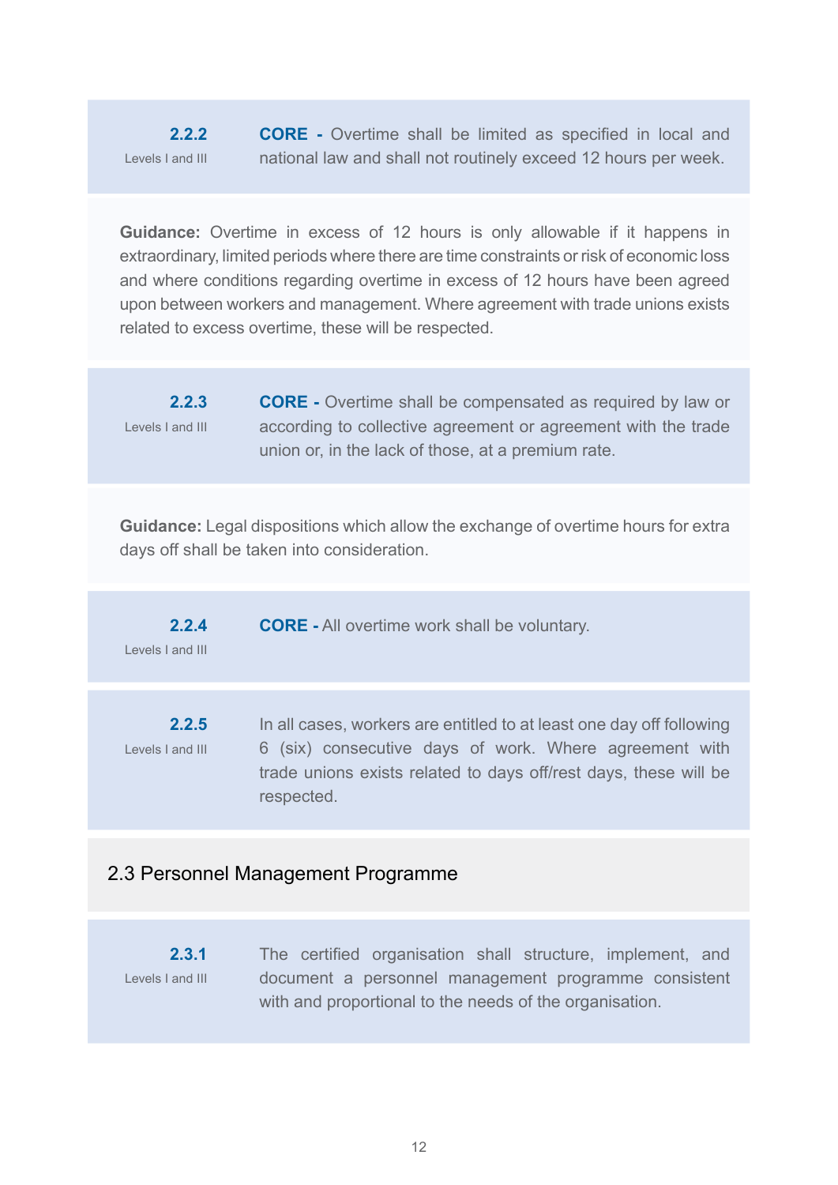**2.2.2**
Levels I and III

**CORE -** Overtime shall be limited as specified in local and national law and shall not routinely exceed 12 hours per week.

**Guidance:** Overtime in excess of 12 hours is only allowable if it happens in extraordinary, limited periods where there are time constraints or risk of economic loss and where conditions regarding overtime in excess of 12 hours have been agreed upon between workers and management. Where agreement with trade unions exists related to excess overtime, these will be respected.

**2.2.3**
Levels I and III

**CORE -** Overtime shall be compensated as required by law or according to collective agreement or agreement with the trade union or, in the lack of those, at a premium rate.

**Guidance:** Legal dispositions which allow the exchange of overtime hours for extra days off shall be taken into consideration.

**2.2.4**
Levels I and III

**CORE -** All overtime work shall be voluntary.

**2.2.5**
Levels I and III

In all cases, workers are entitled to at least one day off following 6 (six) consecutive days of work. Where agreement with trade unions exists related to days off/rest days, these will be respected.

## 2.3 Personnel Management Programme

**2.3.1**
Levels I and III

The certified organisation shall structure, implement, and document a personnel management programme consistent with and proportional to the needs of the organisation.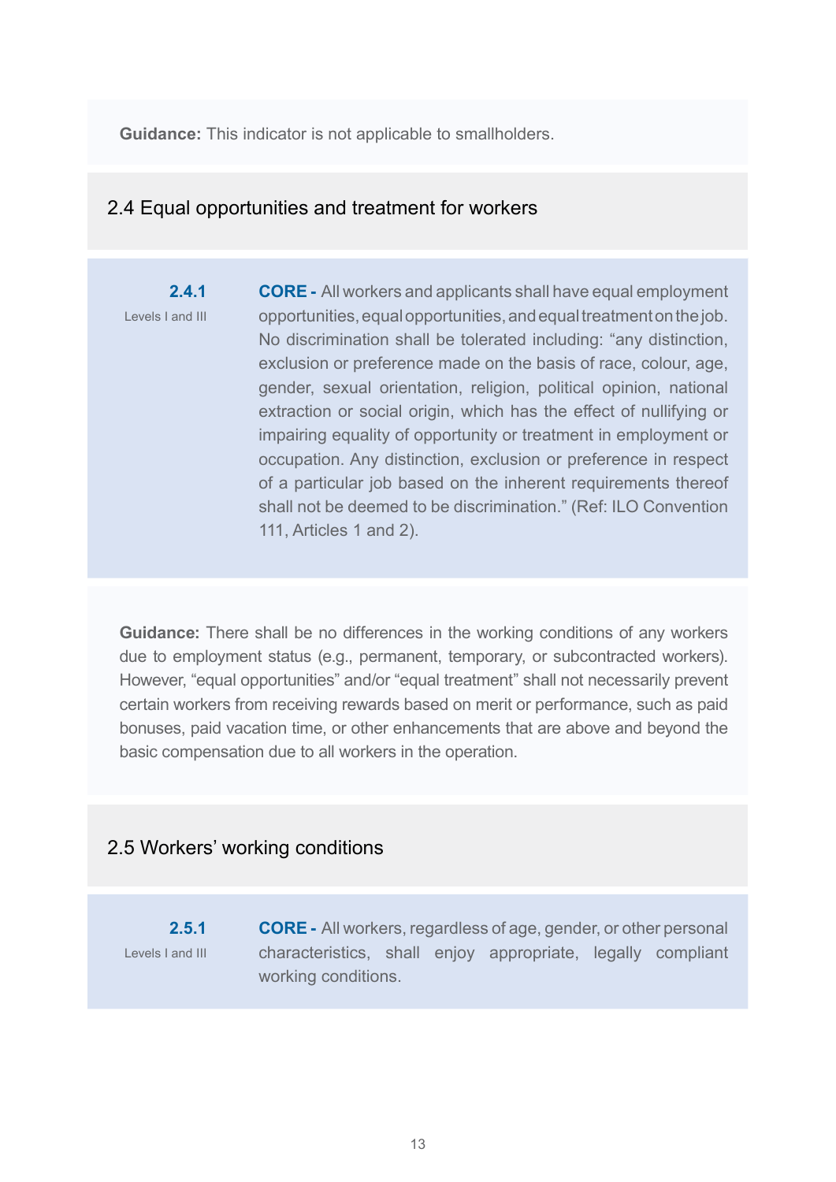**Guidance:** This indicator is not applicable to smallholders.

## 2.4 Equal opportunities and treatment for workers

**2.4.1**
Levels I and III

**CORE -** All workers and applicants shall have equal employment opportunities, equal opportunities, and equal treatment on the job. No discrimination shall be tolerated including: "any distinction, exclusion or preference made on the basis of race, colour, age, gender, sexual orientation, religion, political opinion, national extraction or social origin, which has the effect of nullifying or impairing equality of opportunity or treatment in employment or occupation. Any distinction, exclusion or preference in respect of a particular job based on the inherent requirements thereof shall not be deemed to be discrimination." (Ref: ILO Convention 111, Articles 1 and 2).

**Guidance:** There shall be no differences in the working conditions of any workers due to employment status (e.g., permanent, temporary, or subcontracted workers). However, "equal opportunities" and/or "equal treatment" shall not necessarily prevent certain workers from receiving rewards based on merit or performance, such as paid bonuses, paid vacation time, or other enhancements that are above and beyond the basic compensation due to all workers in the operation.

## 2.5 Workers' working conditions

**2.5.1**
Levels I and III

**CORE -** All workers, regardless of age, gender, or other personal characteristics, shall enjoy appropriate, legally compliant working conditions.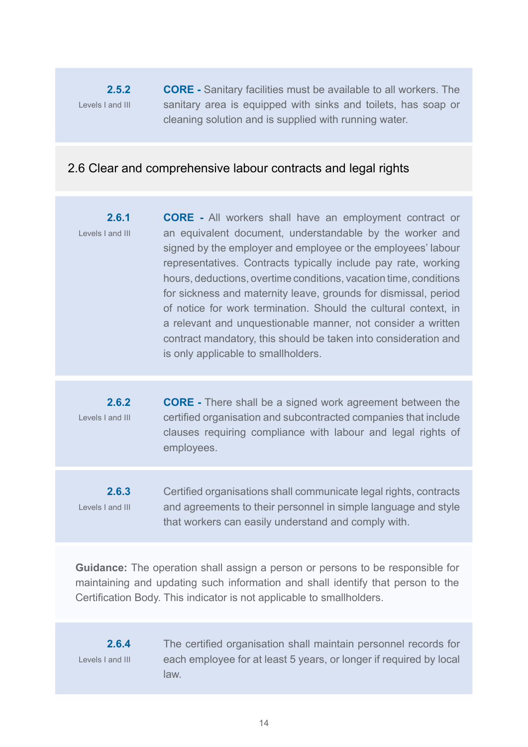**2.5.2**
Levels I and III

**CORE -** Sanitary facilities must be available to all workers. The sanitary area is equipped with sinks and toilets, has soap or cleaning solution and is supplied with running water.

## 2.6 Clear and comprehensive labour contracts and legal rights

**2.6.1**
Levels I and III

**CORE -** All workers shall have an employment contract or an equivalent document, understandable by the worker and signed by the employer and employee or the employees' labour representatives. Contracts typically include pay rate, working hours, deductions, overtime conditions, vacation time, conditions for sickness and maternity leave, grounds for dismissal, period of notice for work termination. Should the cultural context, in a relevant and unquestionable manner, not consider a written contract mandatory, this should be taken into consideration and is only applicable to smallholders.

**2.6.2**
Levels I and III

**CORE -** There shall be a signed work agreement between the certified organisation and subcontracted companies that include clauses requiring compliance with labour and legal rights of employees.

**2.6.3**
Levels I and III

Certified organisations shall communicate legal rights, contracts and agreements to their personnel in simple language and style that workers can easily understand and comply with.

**Guidance:** The operation shall assign a person or persons to be responsible for maintaining and updating such information and shall identify that person to the Certification Body. This indicator is not applicable to smallholders.

**2.6.4**
Levels I and III

The certified organisation shall maintain personnel records for each employee for at least 5 years, or longer if required by local law.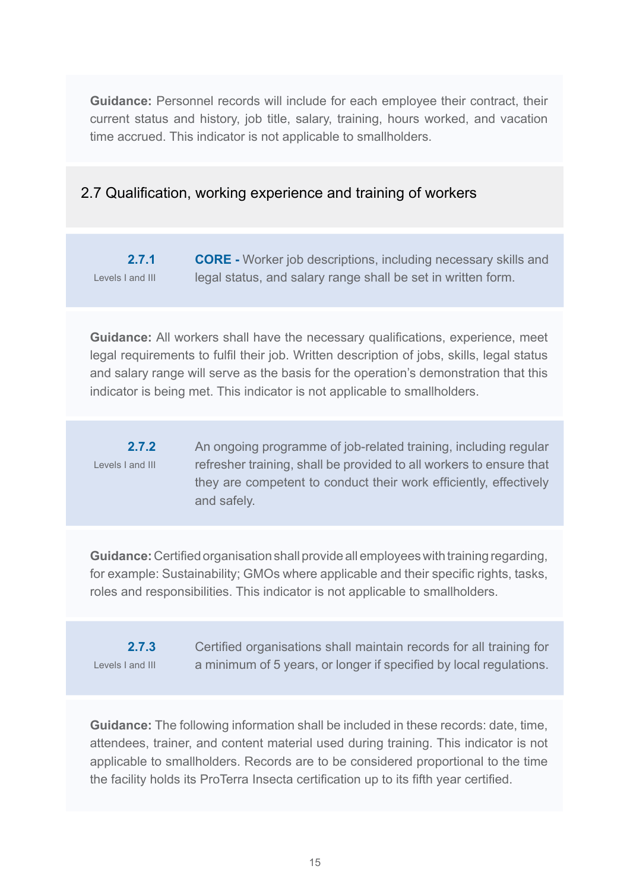**Guidance:** Personnel records will include for each employee their contract, their current status and history, job title, salary, training, hours worked, and vacation time accrued. This indicator is not applicable to smallholders.

## 2.7 Qualification, working experience and training of workers

**2.7.1**
Levels I and III

**CORE -** Worker job descriptions, including necessary skills and legal status, and salary range shall be set in written form.

**Guidance:** All workers shall have the necessary qualifications, experience, meet legal requirements to fulfil their job. Written description of jobs, skills, legal status and salary range will serve as the basis for the operation's demonstration that this indicator is being met. This indicator is not applicable to smallholders.

**2.7.2**
Levels I and III

An ongoing programme of job-related training, including regular refresher training, shall be provided to all workers to ensure that they are competent to conduct their work efficiently, effectively and safely.

**Guidance:** Certified organisation shall provide all employees with training regarding, for example: Sustainability; GMOs where applicable and their specific rights, tasks, roles and responsibilities. This indicator is not applicable to smallholders.

**2.7.3**
Levels I and III

Certified organisations shall maintain records for all training for a minimum of 5 years, or longer if specified by local regulations.

**Guidance:** The following information shall be included in these records: date, time, attendees, trainer, and content material used during training. This indicator is not applicable to smallholders. Records are to be considered proportional to the time the facility holds its ProTerra Insecta certification up to its fifth year certified.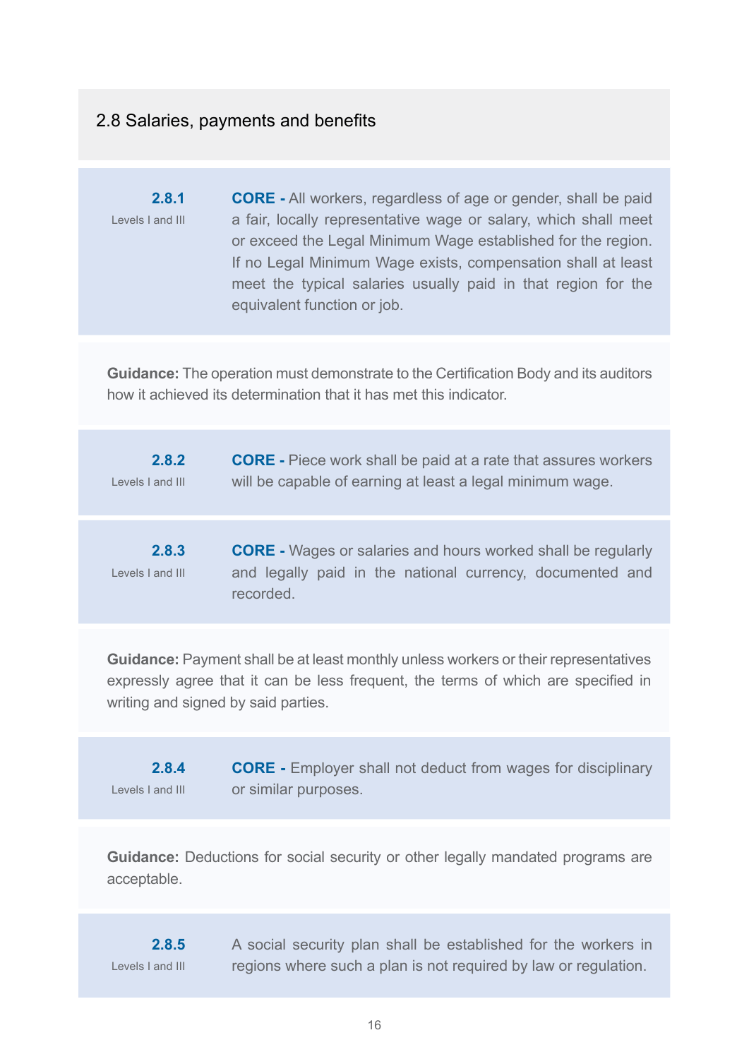## 2.8 Salaries, payments and benefits

**2.8.1**
Levels I and III

**CORE -** All workers, regardless of age or gender, shall be paid a fair, locally representative wage or salary, which shall meet or exceed the Legal Minimum Wage established for the region. If no Legal Minimum Wage exists, compensation shall at least meet the typical salaries usually paid in that region for the equivalent function or job.

**Guidance:** The operation must demonstrate to the Certification Body and its auditors how it achieved its determination that it has met this indicator.

**2.8.2**
Levels I and III

**CORE -** Piece work shall be paid at a rate that assures workers will be capable of earning at least a legal minimum wage.

**2.8.3**
Levels I and III

**CORE -** Wages or salaries and hours worked shall be regularly and legally paid in the national currency, documented and recorded.

**Guidance:** Payment shall be at least monthly unless workers or their representatives expressly agree that it can be less frequent, the terms of which are specified in writing and signed by said parties.

**2.8.4**
Levels I and III

**CORE -** Employer shall not deduct from wages for disciplinary or similar purposes.

**Guidance:** Deductions for social security or other legally mandated programs are acceptable.

**2.8.5**
Levels I and III

A social security plan shall be established for the workers in regions where such a plan is not required by law or regulation.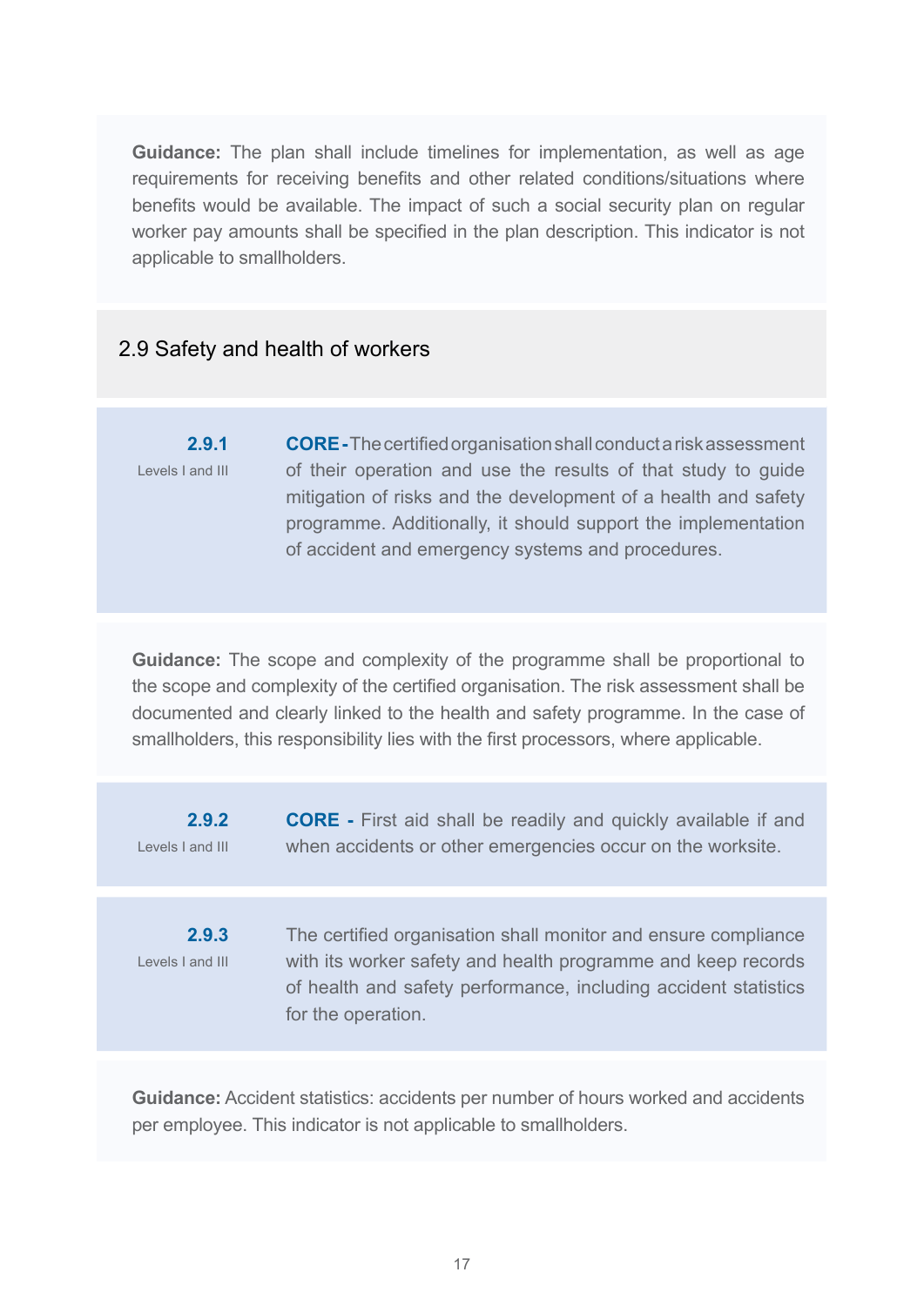**Guidance:** The plan shall include timelines for implementation, as well as age requirements for receiving benefits and other related conditions/situations where benefits would be available. The impact of such a social security plan on regular worker pay amounts shall be specified in the plan description. This indicator is not applicable to smallholders.

## 2.9 Safety and health of workers

**2.9.1**
Levels I and III

**CORE** - The certified organisation shall conduct a risk assessment of their operation and use the results of that study to guide mitigation of risks and the development of a health and safety programme. Additionally, it should support the implementation of accident and emergency systems and procedures.

**Guidance:** The scope and complexity of the programme shall be proportional to the scope and complexity of the certified organisation. The risk assessment shall be documented and clearly linked to the health and safety programme. In the case of smallholders, this responsibility lies with the first processors, where applicable.

**2.9.2**
Levels I and III

**CORE** - First aid shall be readily and quickly available if and when accidents or other emergencies occur on the worksite.

**2.9.3**
Levels I and III

The certified organisation shall monitor and ensure compliance with its worker safety and health programme and keep records of health and safety performance, including accident statistics for the operation.

**Guidance:** Accident statistics: accidents per number of hours worked and accidents per employee. This indicator is not applicable to smallholders.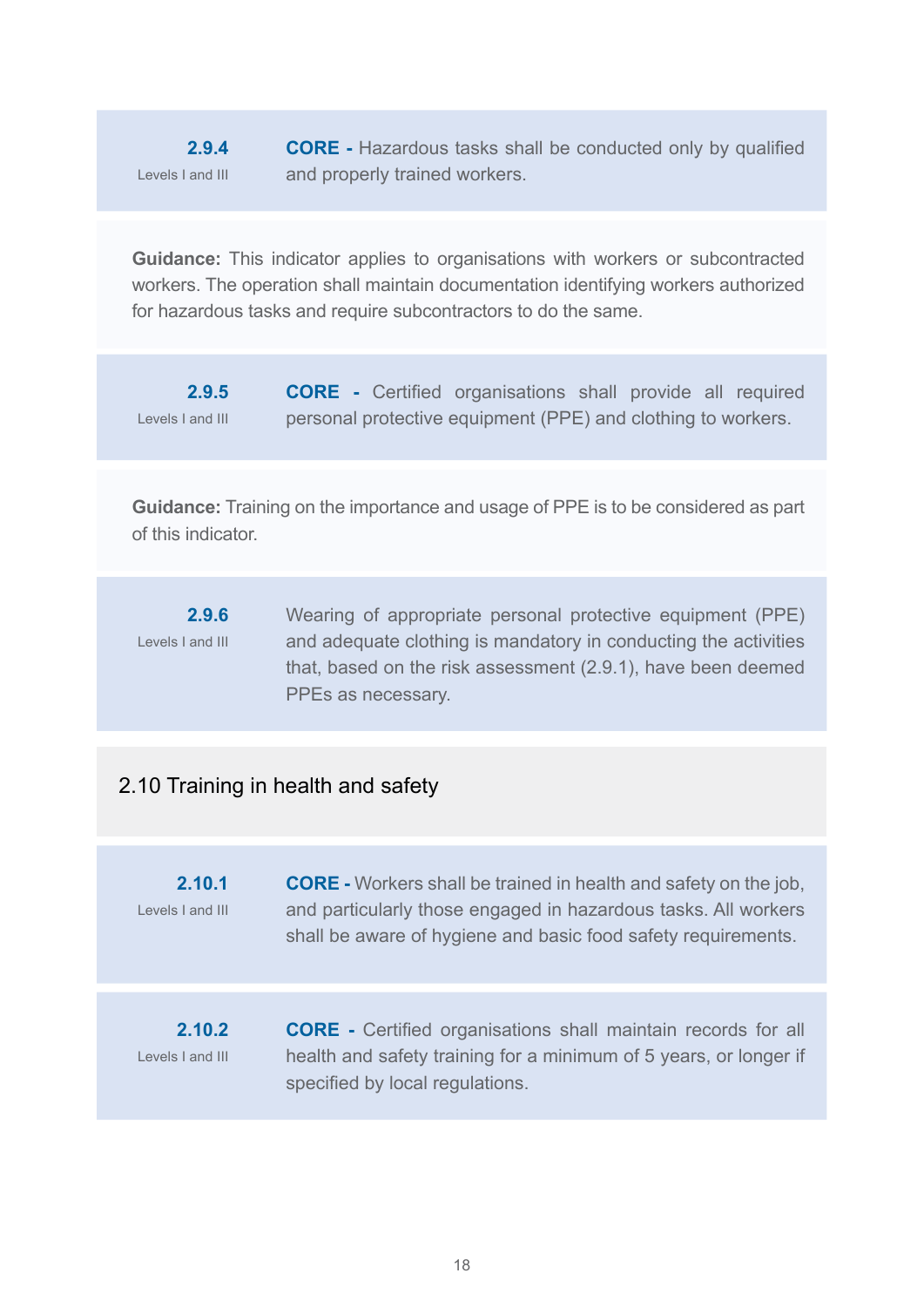**2.9.4**
Levels I and III

**CORE -** Hazardous tasks shall be conducted only by qualified and properly trained workers.

**Guidance:** This indicator applies to organisations with workers or subcontracted workers. The operation shall maintain documentation identifying workers authorized for hazardous tasks and require subcontractors to do the same.

**2.9.5**
Levels I and III

**CORE -** Certified organisations shall provide all required personal protective equipment (PPE) and clothing to workers.

**Guidance:** Training on the importance and usage of PPE is to be considered as part of this indicator.

**2.9.6**
Levels I and III

Wearing of appropriate personal protective equipment (PPE) and adequate clothing is mandatory in conducting the activities that, based on the risk assessment (2.9.1), have been deemed PPEs as necessary.

## 2.10 Training in health and safety

**2.10.1**
Levels I and III

**CORE -** Workers shall be trained in health and safety on the job, and particularly those engaged in hazardous tasks. All workers shall be aware of hygiene and basic food safety requirements.

**2.10.2**
Levels I and III

**CORE -** Certified organisations shall maintain records for all health and safety training for a minimum of 5 years, or longer if specified by local regulations.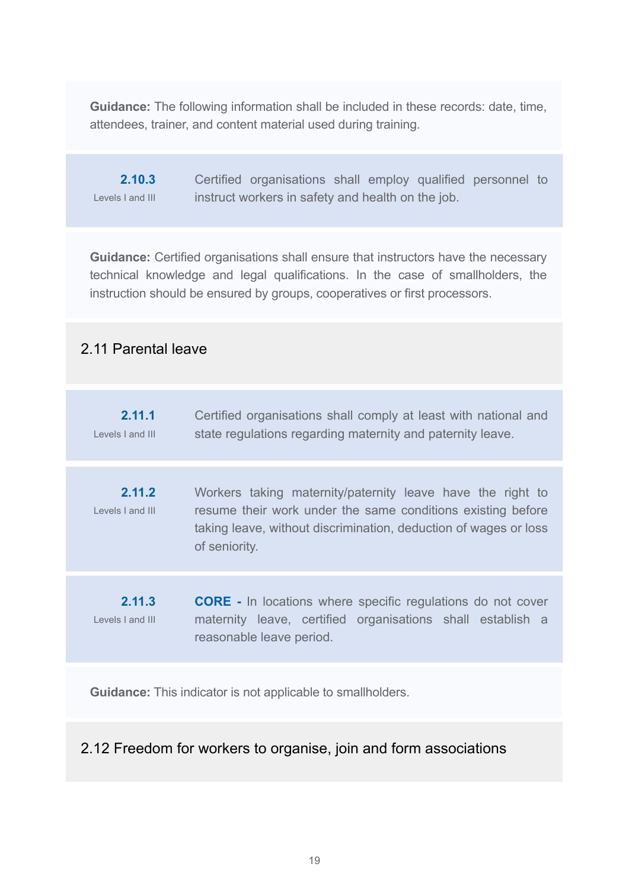**Guidance:** The following information shall be included in these records: date, time, attendees, trainer, and content material used during training.

| | |
|---|---|
| **2.10.3**<br>Levels I and III | Certified organisations shall employ qualified personnel to instruct workers in safety and health on the job. |

**Guidance:** Certified organisations shall ensure that instructors have the necessary technical knowledge and legal qualifications. In the case of smallholders, the instruction should be ensured by groups, cooperatives or first processors.

## 2.11 Parental leave

| | |
|---|---|
| **2.11.1**<br>Levels I and III | Certified organisations shall comply at least with national and state regulations regarding maternity and paternity leave. |
| **2.11.2**<br>Levels I and III | Workers taking maternity/paternity leave have the right to resume their work under the same conditions existing before taking leave, without discrimination, deduction of wages or loss of seniority. |
| **2.11.3**<br>Levels I and III | **CORE -** In locations where specific regulations do not cover maternity leave, certified organisations shall establish a reasonable leave period. |

**Guidance:** This indicator is not applicable to smallholders.

## 2.12 Freedom for workers to organise, join and form associations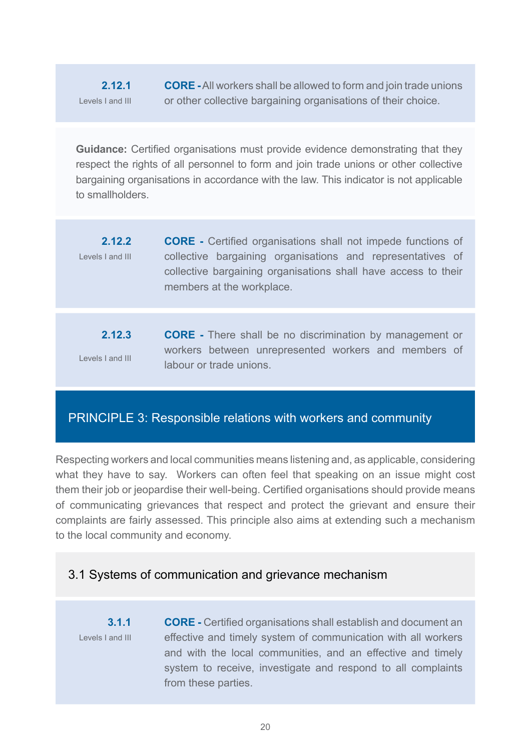| | |
|---|---|
| **2.12.1**<br>Levels I and III | **CORE -** All workers shall be allowed to form and join trade unions or other collective bargaining organisations of their choice. |

**Guidance:** Certified organisations must provide evidence demonstrating that they respect the rights of all personnel to form and join trade unions or other collective bargaining organisations in accordance with the law. This indicator is not applicable to smallholders.

| | |
|---|---|
| **2.12.2**<br>Levels I and III | **CORE -** Certified organisations shall not impede functions of collective bargaining organisations and representatives of collective bargaining organisations shall have access to their members at the workplace. |

| | |
|---|---|
| **2.12.3**<br>Levels I and III | **CORE -** There shall be no discrimination by management or workers between unrepresented workers and members of labour or trade unions. |

## PRINCIPLE 3: Responsible relations with workers and community

Respecting workers and local communities means listening and, as applicable, considering what they have to say. Workers can often feel that speaking on an issue might cost them their job or jeopardise their well-being. Certified organisations should provide means of communicating grievances that respect and protect the grievant and ensure their complaints are fairly assessed. This principle also aims at extending such a mechanism to the local community and economy.

### 3.1 Systems of communication and grievance mechanism

| | |
|---|---|
| **3.1.1**<br>Levels I and III | **CORE -** Certified organisations shall establish and document an effective and timely system of communication with all workers and with the local communities, and an effective and timely system to receive, investigate and respond to all complaints from these parties. |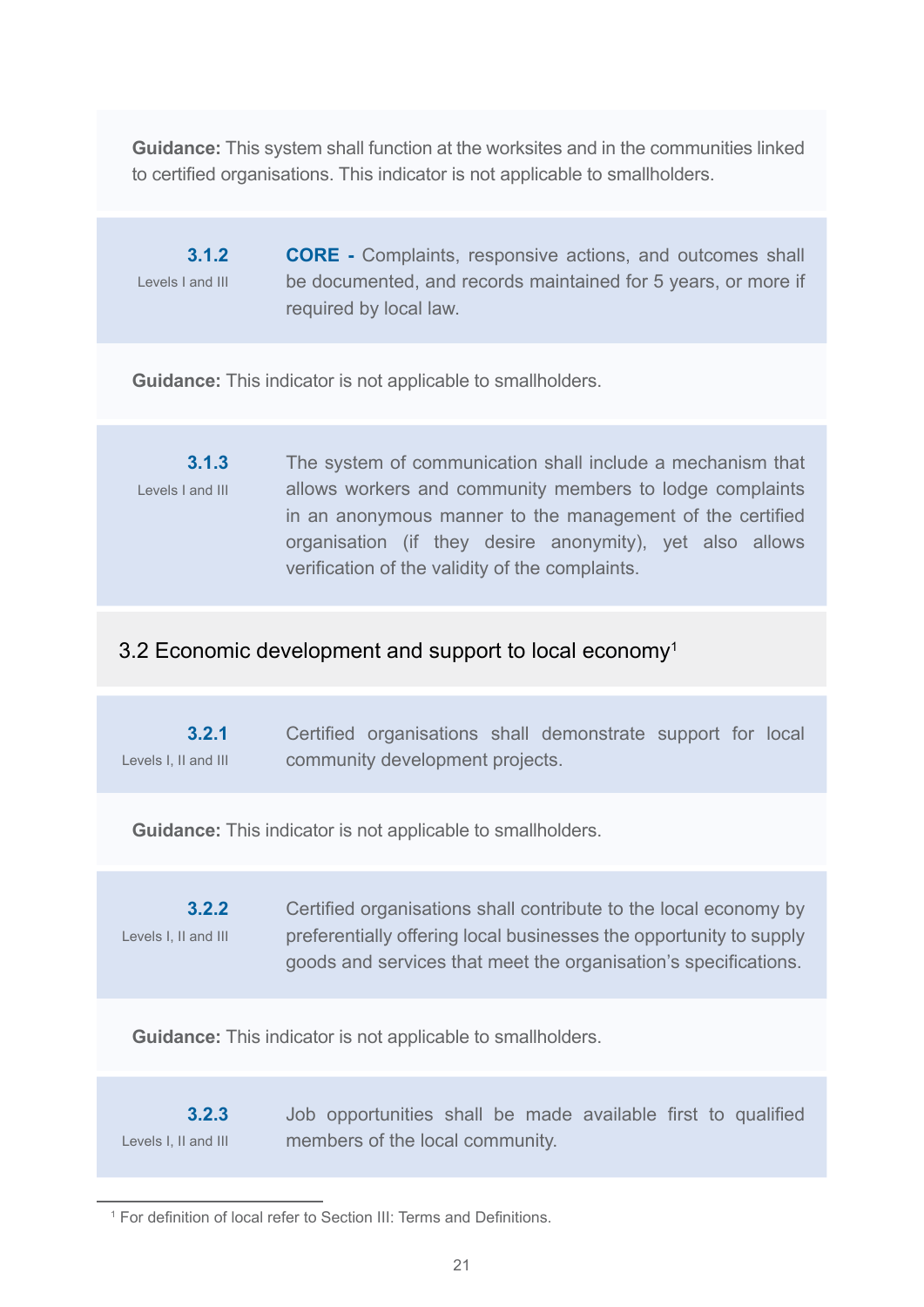**Guidance:** This system shall function at the worksites and in the communities linked to certified organisations. This indicator is not applicable to smallholders.

**3.1.2**
Levels I and III

**CORE -** Complaints, responsive actions, and outcomes shall be documented, and records maintained for 5 years, or more if required by local law.

**Guidance:** This indicator is not applicable to smallholders.

**3.1.3**
Levels I and III

The system of communication shall include a mechanism that allows workers and community members to lodge complaints in an anonymous manner to the management of the certified organisation (if they desire anonymity), yet also allows verification of the validity of the complaints.

## 3.2 Economic development and support to local economy[1]

**3.2.1**
Levels I, II and III

Certified organisations shall demonstrate support for local community development projects.

**Guidance:** This indicator is not applicable to smallholders.

**3.2.2**
Levels I, II and III

Certified organisations shall contribute to the local economy by preferentially offering local businesses the opportunity to supply goods and services that meet the organisation's specifications.

**Guidance:** This indicator is not applicable to smallholders.

**3.2.3**
Levels I, II and III

Job opportunities shall be made available first to qualified members of the local community.

[1] For definition of local refer to Section III: Terms and Definitions.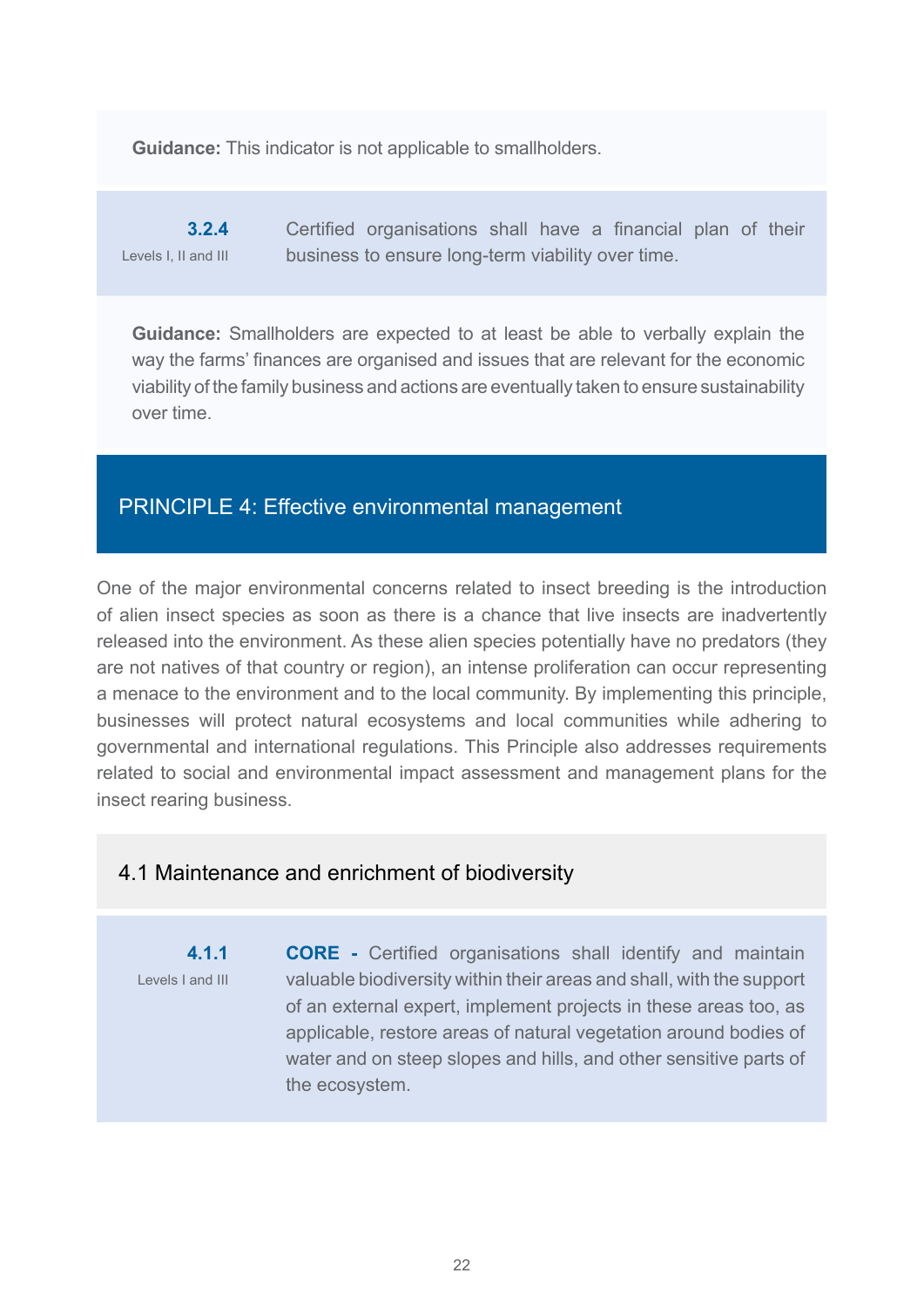**Guidance:** This indicator is not applicable to smallholders.

**3.2.4**
Levels I, II and III

Certified organisations shall have a financial plan of their business to ensure long-term viability over time.

**Guidance:** Smallholders are expected to at least be able to verbally explain the way the farms' finances are organised and issues that are relevant for the economic viability of the family business and actions are eventually taken to ensure sustainability over time.

## PRINCIPLE 4: Effective environmental management

One of the major environmental concerns related to insect breeding is the introduction of alien insect species as soon as there is a chance that live insects are inadvertently released into the environment. As these alien species potentially have no predators (they are not natives of that country or region), an intense proliferation can occur representing a menace to the environment and to the local community. By implementing this principle, businesses will protect natural ecosystems and local communities while adhering to governmental and international regulations. This Principle also addresses requirements related to social and environmental impact assessment and management plans for the insect rearing business.

### 4.1 Maintenance and enrichment of biodiversity

**4.1.1**
Levels I and III

**CORE -** Certified organisations shall identify and maintain valuable biodiversity within their areas and shall, with the support of an external expert, implement projects in these areas too, as applicable, restore areas of natural vegetation around bodies of water and on steep slopes and hills, and other sensitive parts of the ecosystem.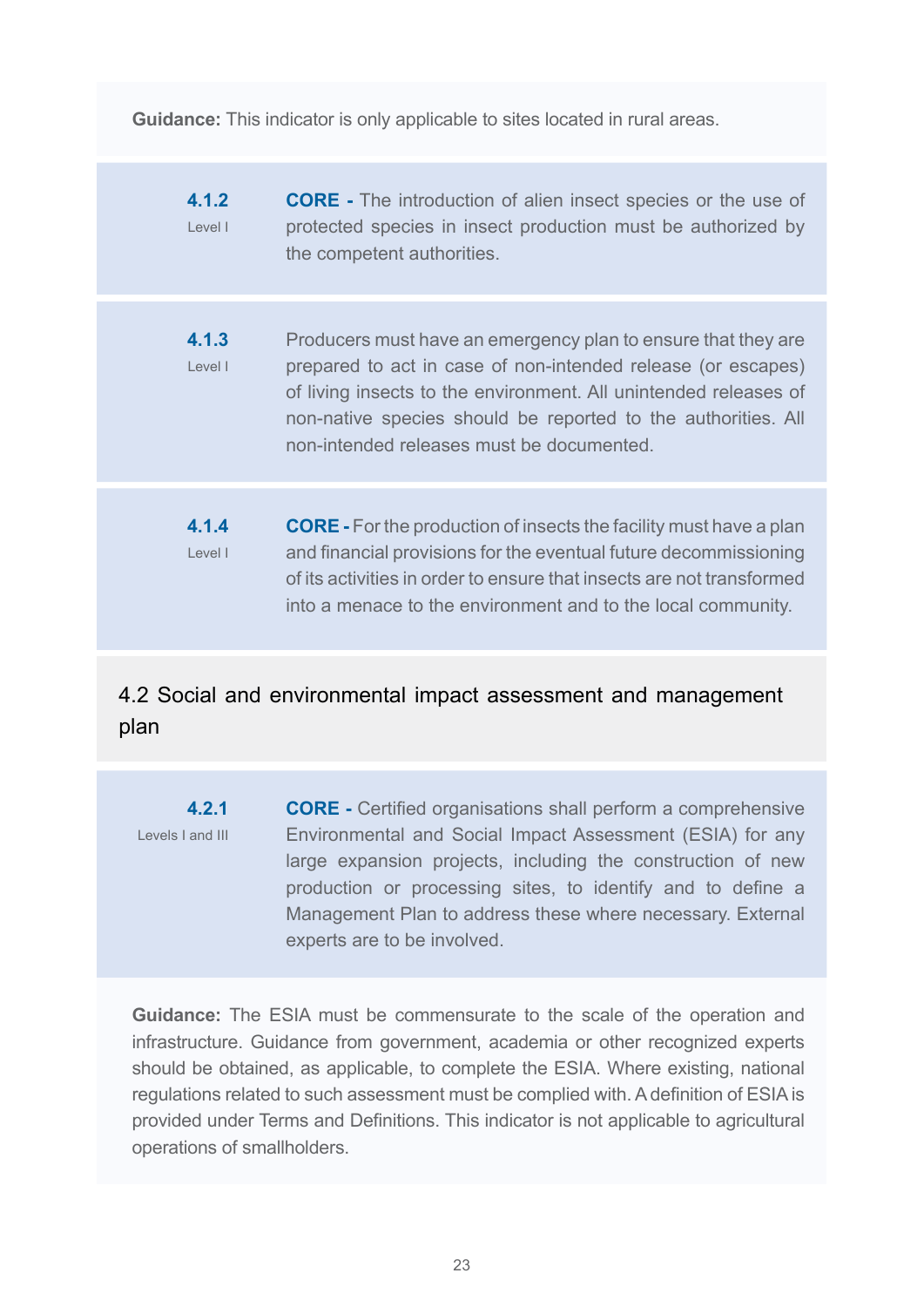**Guidance:** This indicator is only applicable to sites located in rural areas.

**4.1.2**
Level I

**CORE -** The introduction of alien insect species or the use of protected species in insect production must be authorized by the competent authorities.

**4.1.3**
Level I

Producers must have an emergency plan to ensure that they are prepared to act in case of non-intended release (or escapes) of living insects to the environment. All unintended releases of non-native species should be reported to the authorities. All non-intended releases must be documented.

**4.1.4**
Level I

**CORE -** For the production of insects the facility must have a plan and financial provisions for the eventual future decommissioning of its activities in order to ensure that insects are not transformed into a menace to the environment and to the local community.

## 4.2 Social and environmental impact assessment and management plan

**4.2.1**
Levels I and III

**CORE -** Certified organisations shall perform a comprehensive Environmental and Social Impact Assessment (ESIA) for any large expansion projects, including the construction of new production or processing sites, to identify and to define a Management Plan to address these where necessary. External experts are to be involved.

**Guidance:** The ESIA must be commensurate to the scale of the operation and infrastructure. Guidance from government, academia or other recognized experts should be obtained, as applicable, to complete the ESIA. Where existing, national regulations related to such assessment must be complied with. A definition of ESIA is provided under Terms and Definitions. This indicator is not applicable to agricultural operations of smallholders.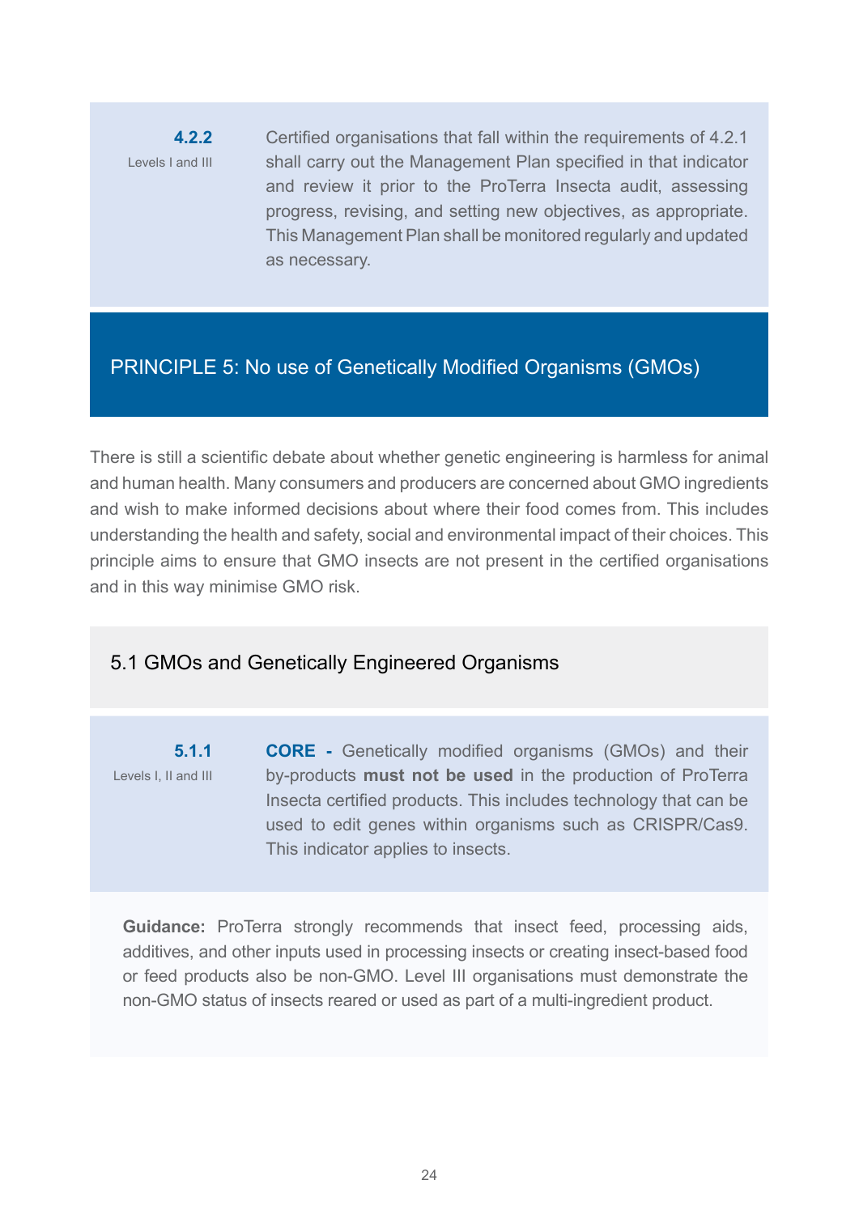**4.2.2**
Levels I and III

Certified organisations that fall within the requirements of 4.2.1 shall carry out the Management Plan specified in that indicator and review it prior to the ProTerra Insecta audit, assessing progress, revising, and setting new objectives, as appropriate. This Management Plan shall be monitored regularly and updated as necessary.

## PRINCIPLE 5: No use of Genetically Modified Organisms (GMOs)

There is still a scientific debate about whether genetic engineering is harmless for animal and human health. Many consumers and producers are concerned about GMO ingredients and wish to make informed decisions about where their food comes from. This includes understanding the health and safety, social and environmental impact of their choices. This principle aims to ensure that GMO insects are not present in the certified organisations and in this way minimise GMO risk.

### 5.1 GMOs and Genetically Engineered Organisms

**5.1.1**
Levels I, II and III

**CORE -** Genetically modified organisms (GMOs) and their by-products **must not be used** in the production of ProTerra Insecta certified products. This includes technology that can be used to edit genes within organisms such as CRISPR/Cas9. This indicator applies to insects.

**Guidance:** ProTerra strongly recommends that insect feed, processing aids, additives, and other inputs used in processing insects or creating insect-based food or feed products also be non-GMO. Level III organisations must demonstrate the non-GMO status of insects reared or used as part of a multi-ingredient product.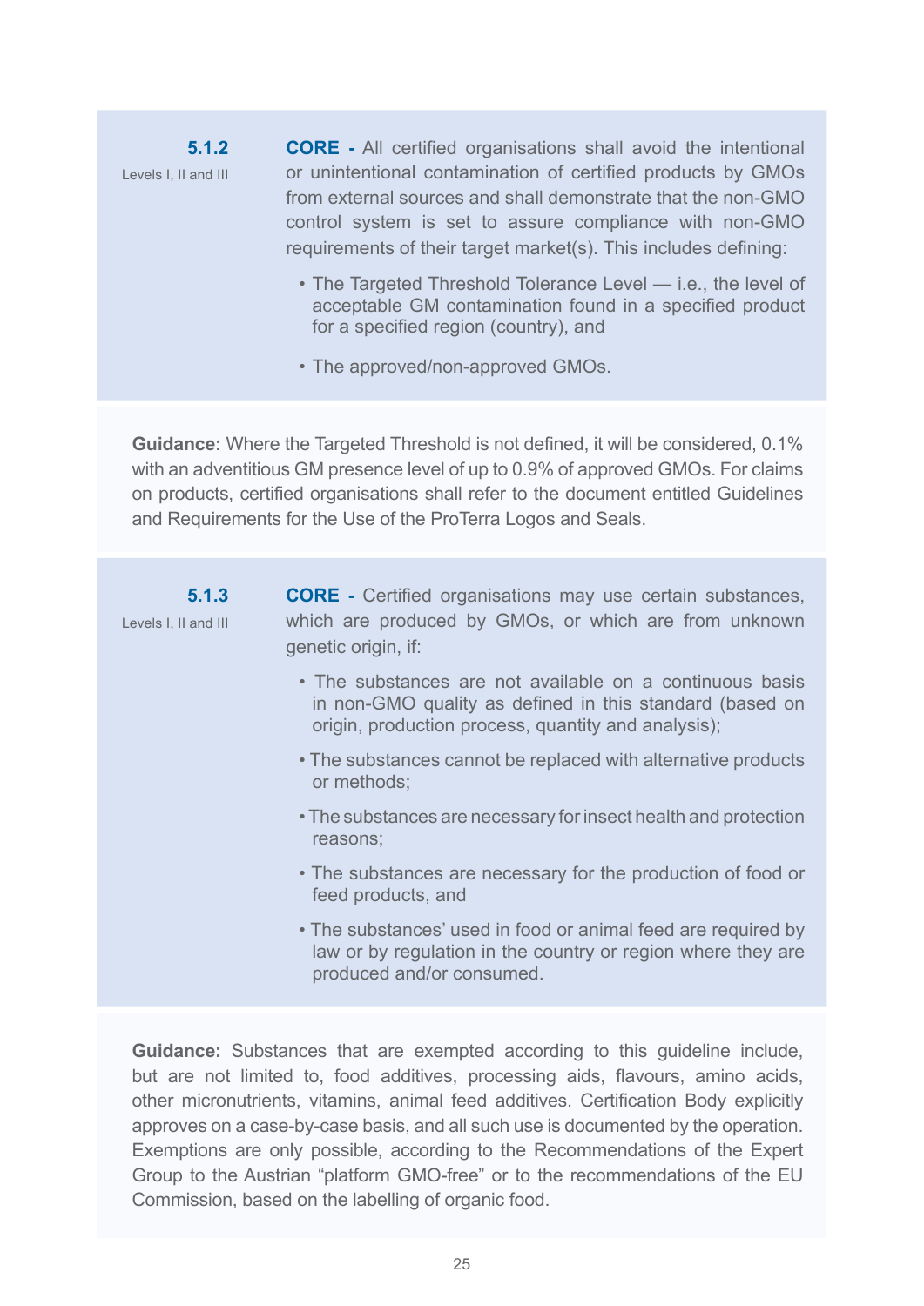**5.1.2**
Levels I, II and III

**CORE -** All certified organisations shall avoid the intentional or unintentional contamination of certified products by GMOs from external sources and shall demonstrate that the non-GMO control system is set to assure compliance with non-GMO requirements of their target market(s). This includes defining:

- The Targeted Threshold Tolerance Level — i.e., the level of acceptable GM contamination found in a specified product for a specified region (country), and
- The approved/non-approved GMOs.

**Guidance:** Where the Targeted Threshold is not defined, it will be considered, 0.1% with an adventitious GM presence level of up to 0.9% of approved GMOs. For claims on products, certified organisations shall refer to the document entitled Guidelines and Requirements for the Use of the ProTerra Logos and Seals.

**5.1.3**
Levels I, II and III

**CORE -** Certified organisations may use certain substances, which are produced by GMOs, or which are from unknown genetic origin, if:

- The substances are not available on a continuous basis in non-GMO quality as defined in this standard (based on origin, production process, quantity and analysis);
- The substances cannot be replaced with alternative products or methods;
- The substances are necessary for insect health and protection reasons;
- The substances are necessary for the production of food or feed products, and
- The substances' used in food or animal feed are required by law or by regulation in the country or region where they are produced and/or consumed.

**Guidance:** Substances that are exempted according to this guideline include, but are not limited to, food additives, processing aids, flavours, amino acids, other micronutrients, vitamins, animal feed additives. Certification Body explicitly approves on a case-by-case basis, and all such use is documented by the operation. Exemptions are only possible, according to the Recommendations of the Expert Group to the Austrian "platform GMO-free" or to the recommendations of the EU Commission, based on the labelling of organic food.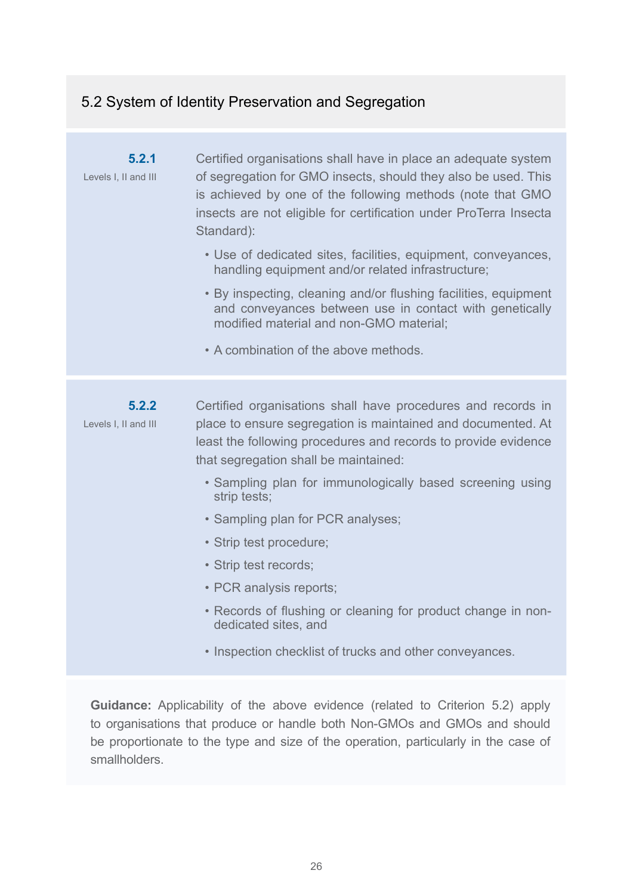## 5.2 System of Identity Preservation and Segregation

**5.2.1**
Levels I, II and III

Certified organisations shall have in place an adequate system of segregation for GMO insects, should they also be used. This is achieved by one of the following methods (note that GMO insects are not eligible for certification under ProTerra Insecta Standard):

- Use of dedicated sites, facilities, equipment, conveyances, handling equipment and/or related infrastructure;
- By inspecting, cleaning and/or flushing facilities, equipment and conveyances between use in contact with genetically modified material and non-GMO material;
- A combination of the above methods.

**5.2.2**
Levels I, II and III

Certified organisations shall have procedures and records in place to ensure segregation is maintained and documented. At least the following procedures and records to provide evidence that segregation shall be maintained:

- Sampling plan for immunologically based screening using strip tests;
- Sampling plan for PCR analyses;
- Strip test procedure;
- Strip test records;
- PCR analysis reports;
- Records of flushing or cleaning for product change in non-dedicated sites, and
- Inspection checklist of trucks and other conveyances.

**Guidance:** Applicability of the above evidence (related to Criterion 5.2) apply to organisations that produce or handle both Non-GMOs and GMOs and should be proportionate to the type and size of the operation, particularly in the case of smallholders.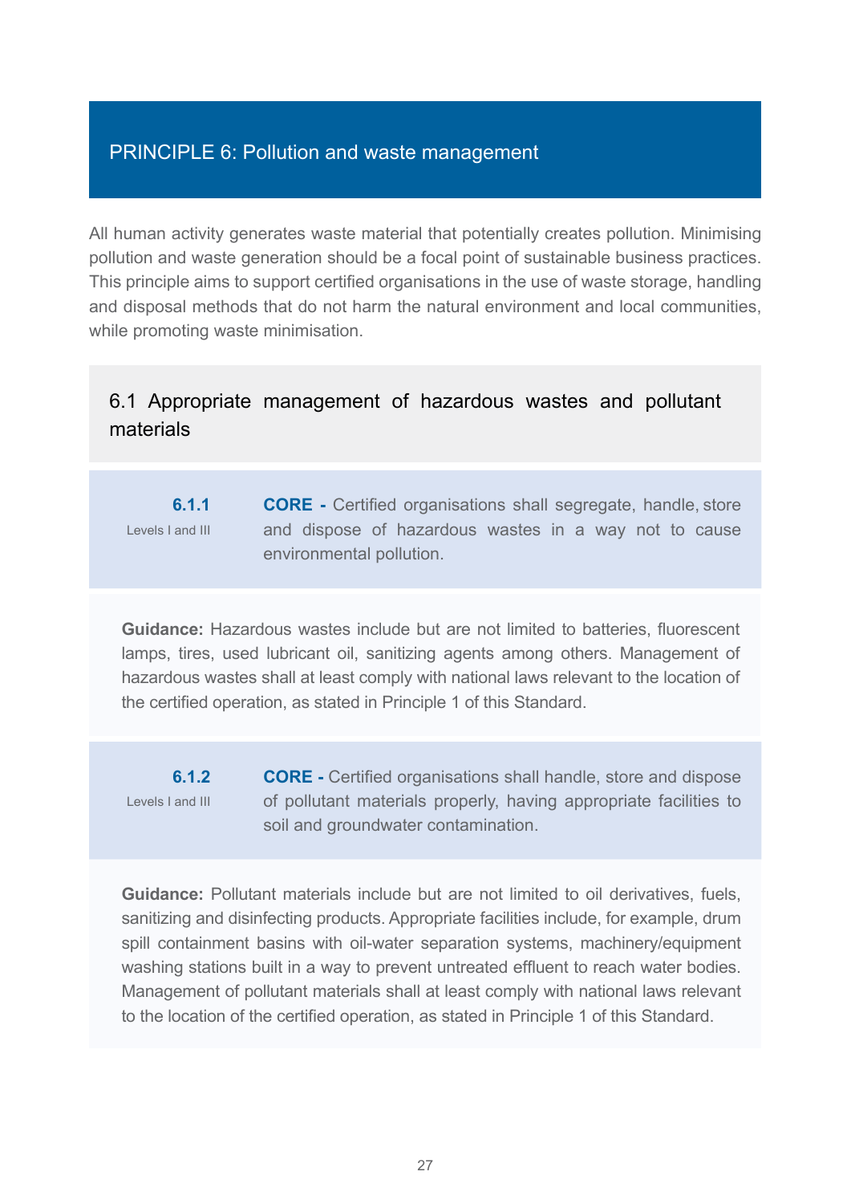## PRINCIPLE 6: Pollution and waste management

All human activity generates waste material that potentially creates pollution. Minimising pollution and waste generation should be a focal point of sustainable business practices. This principle aims to support certified organisations in the use of waste storage, handling and disposal methods that do not harm the natural environment and local communities, while promoting waste minimisation.

### 6.1 Appropriate management of hazardous wastes and pollutant materials

**6.1.1**
Levels I and III

**CORE -** Certified organisations shall segregate, handle, store and dispose of hazardous wastes in a way not to cause environmental pollution.

**Guidance:** Hazardous wastes include but are not limited to batteries, fluorescent lamps, tires, used lubricant oil, sanitizing agents among others. Management of hazardous wastes shall at least comply with national laws relevant to the location of the certified operation, as stated in Principle 1 of this Standard.

**6.1.2**
Levels I and III

**CORE -** Certified organisations shall handle, store and dispose of pollutant materials properly, having appropriate facilities to soil and groundwater contamination.

**Guidance:** Pollutant materials include but are not limited to oil derivatives, fuels, sanitizing and disinfecting products. Appropriate facilities include, for example, drum spill containment basins with oil-water separation systems, machinery/equipment washing stations built in a way to prevent untreated effluent to reach water bodies. Management of pollutant materials shall at least comply with national laws relevant to the location of the certified operation, as stated in Principle 1 of this Standard.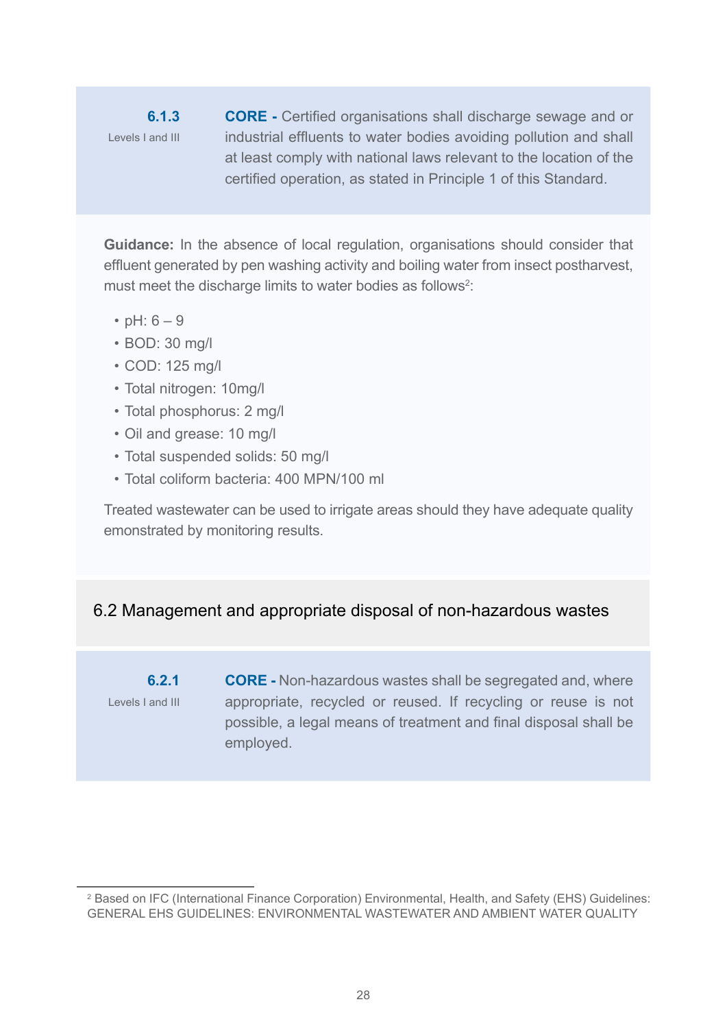**6.1.3**
Levels I and III

**CORE -** Certified organisations shall discharge sewage and or industrial effluents to water bodies avoiding pollution and shall at least comply with national laws relevant to the location of the certified operation, as stated in Principle 1 of this Standard.

**Guidance:** In the absence of local regulation, organisations should consider that effluent generated by pen washing activity and boiling water from insect postharvest, must meet the discharge limits to water bodies as follows[2]:

- pH: 6 – 9
- BOD: 30 mg/l
- COD: 125 mg/l
- Total nitrogen: 10mg/l
- Total phosphorus: 2 mg/l
- Oil and grease: 10 mg/l
- Total suspended solids: 50 mg/l
- Total coliform bacteria: 400 MPN/100 ml

Treated wastewater can be used to irrigate areas should they have adequate quality emonstrated by monitoring results.

## 6.2 Management and appropriate disposal of non-hazardous wastes

**6.2.1**
Levels I and III

**CORE -** Non-hazardous wastes shall be segregated and, where appropriate, recycled or reused. If recycling or reuse is not possible, a legal means of treatment and final disposal shall be employed.

---

[2] Based on IFC (International Finance Corporation) Environmental, Health, and Safety (EHS) Guidelines: GENERAL EHS GUIDELINES: ENVIRONMENTAL WASTEWATER AND AMBIENT WATER QUALITY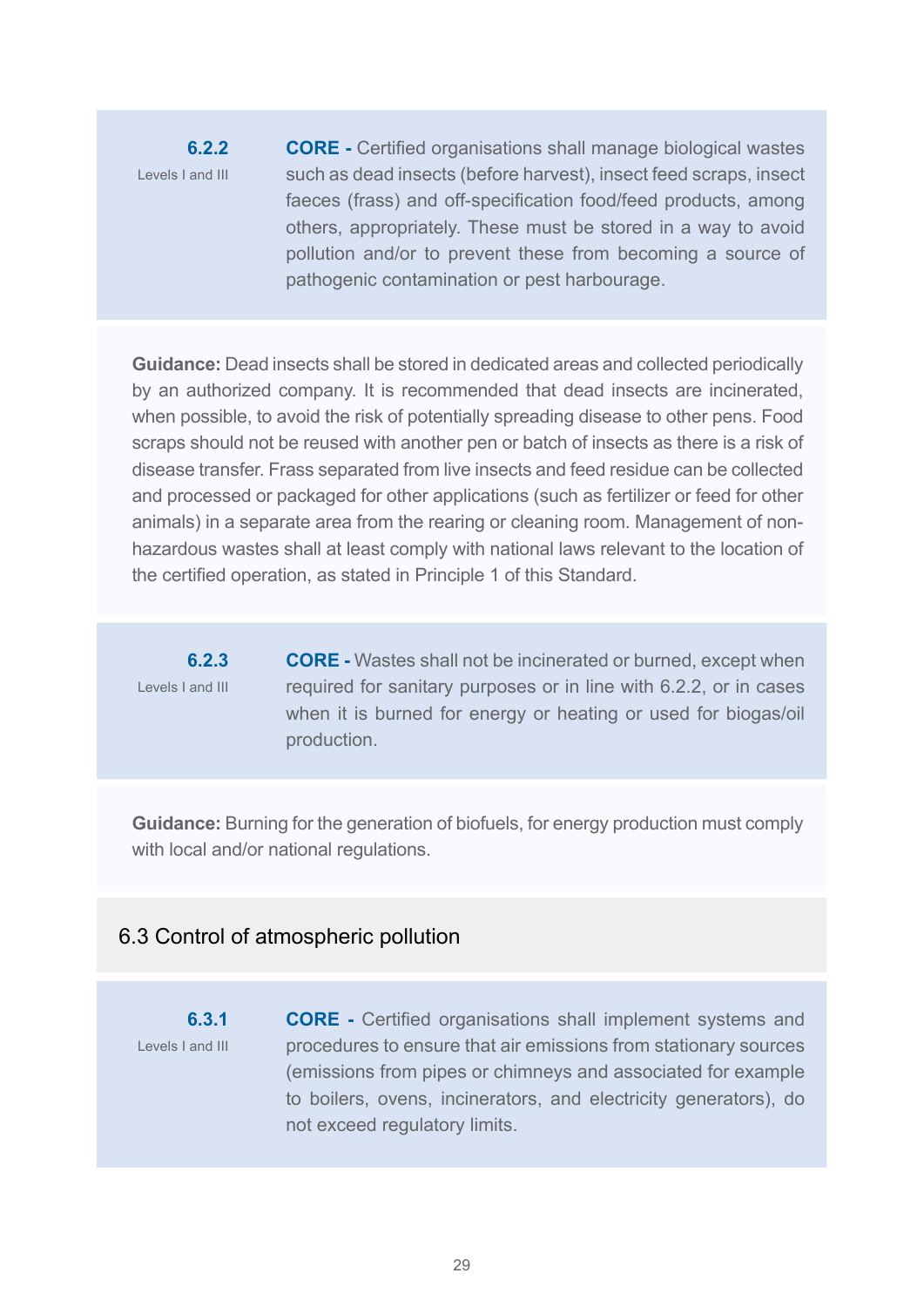**6.2.2**
Levels I and III

**CORE -** Certified organisations shall manage biological wastes such as dead insects (before harvest), insect feed scraps, insect faeces (frass) and off-specification food/feed products, among others, appropriately. These must be stored in a way to avoid pollution and/or to prevent these from becoming a source of pathogenic contamination or pest harbourage.

**Guidance:** Dead insects shall be stored in dedicated areas and collected periodically by an authorized company. It is recommended that dead insects are incinerated, when possible, to avoid the risk of potentially spreading disease to other pens. Food scraps should not be reused with another pen or batch of insects as there is a risk of disease transfer. Frass separated from live insects and feed residue can be collected and processed or packaged for other applications (such as fertilizer or feed for other animals) in a separate area from the rearing or cleaning room. Management of non-hazardous wastes shall at least comply with national laws relevant to the location of the certified operation, as stated in Principle 1 of this Standard.

**6.2.3**
Levels I and III

**CORE -** Wastes shall not be incinerated or burned, except when required for sanitary purposes or in line with 6.2.2, or in cases when it is burned for energy or heating or used for biogas/oil production.

**Guidance:** Burning for the generation of biofuels, for energy production must comply with local and/or national regulations.

## 6.3 Control of atmospheric pollution

**6.3.1**
Levels I and III

**CORE -** Certified organisations shall implement systems and procedures to ensure that air emissions from stationary sources (emissions from pipes or chimneys and associated for example to boilers, ovens, incinerators, and electricity generators), do not exceed regulatory limits.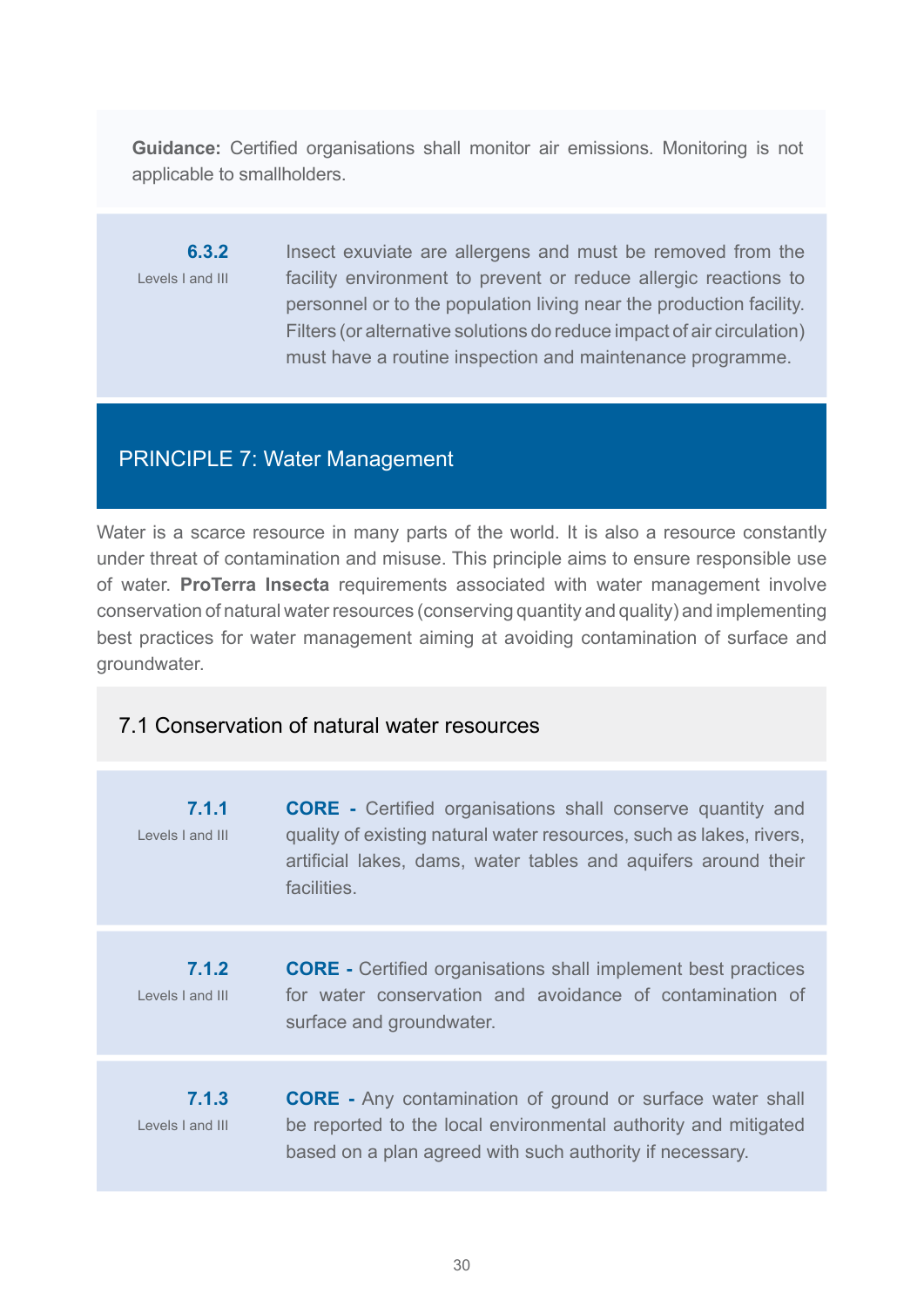**Guidance:** Certified organisations shall monitor air emissions. Monitoring is not applicable to smallholders.

| | |
|---|---|
| **6.3.2**<br>Levels I and III | Insect exuviate are allergens and must be removed from the facility environment to prevent or reduce allergic reactions to personnel or to the population living near the production facility. Filters (or alternative solutions do reduce impact of air circulation) must have a routine inspection and maintenance programme. |

## PRINCIPLE 7: Water Management

Water is a scarce resource in many parts of the world. It is also a resource constantly under threat of contamination and misuse. This principle aims to ensure responsible use of water. **ProTerra Insecta** requirements associated with water management involve conservation of natural water resources (conserving quantity and quality) and implementing best practices for water management aiming at avoiding contamination of surface and groundwater.

### 7.1 Conservation of natural water resources

| | |
|---|---|
| **7.1.1**<br>Levels I and III | **CORE -** Certified organisations shall conserve quantity and quality of existing natural water resources, such as lakes, rivers, artificial lakes, dams, water tables and aquifers around their facilities. |
| **7.1.2**<br>Levels I and III | **CORE -** Certified organisations shall implement best practices for water conservation and avoidance of contamination of surface and groundwater. |
| **7.1.3**<br>Levels I and III | **CORE -** Any contamination of ground or surface water shall be reported to the local environmental authority and mitigated based on a plan agreed with such authority if necessary. |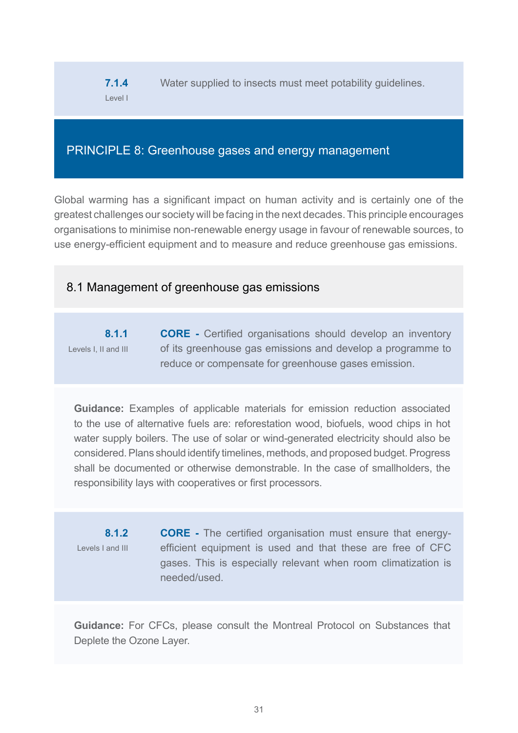**7.1.4**
Level I

Water supplied to insects must meet potability guidelines.

## PRINCIPLE 8: Greenhouse gases and energy management

Global warming has a significant impact on human activity and is certainly one of the greatest challenges our society will be facing in the next decades. This principle encourages organisations to minimise non-renewable energy usage in favour of renewable sources, to use energy-efficient equipment and to measure and reduce greenhouse gas emissions.

### 8.1 Management of greenhouse gas emissions

**8.1.1**
Levels I, II and III

**CORE -** Certified organisations should develop an inventory of its greenhouse gas emissions and develop a programme to reduce or compensate for greenhouse gases emission.

**Guidance:** Examples of applicable materials for emission reduction associated to the use of alternative fuels are: reforestation wood, biofuels, wood chips in hot water supply boilers. The use of solar or wind-generated electricity should also be considered. Plans should identify timelines, methods, and proposed budget. Progress shall be documented or otherwise demonstrable. In the case of smallholders, the responsibility lays with cooperatives or first processors.

**8.1.2**
Levels I and III

**CORE -** The certified organisation must ensure that energy-efficient equipment is used and that these are free of CFC gases. This is especially relevant when room climatization is needed/used.

**Guidance:** For CFCs, please consult the Montreal Protocol on Substances that Deplete the Ozone Layer.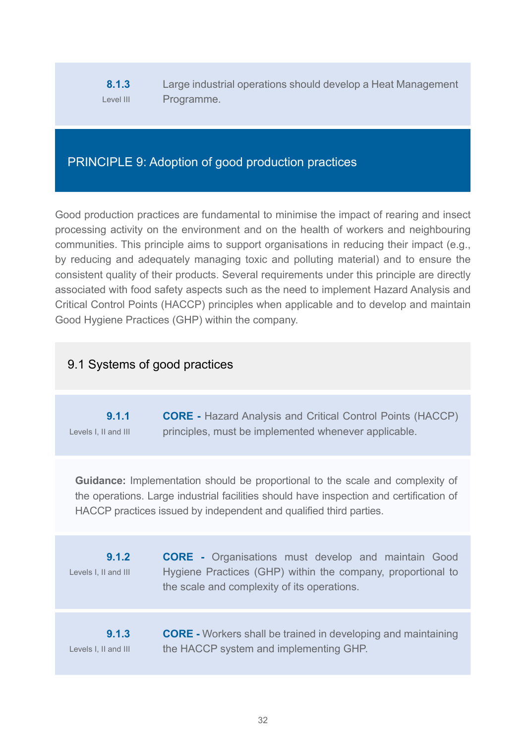**8.1.3**
Level III

Large industrial operations should develop a Heat Management Programme.

## PRINCIPLE 9: Adoption of good production practices

Good production practices are fundamental to minimise the impact of rearing and insect processing activity on the environment and on the health of workers and neighbouring communities. This principle aims to support organisations in reducing their impact (e.g., by reducing and adequately managing toxic and polluting material) and to ensure the consistent quality of their products. Several requirements under this principle are directly associated with food safety aspects such as the need to implement Hazard Analysis and Critical Control Points (HACCP) principles when applicable and to develop and maintain Good Hygiene Practices (GHP) within the company.

### 9.1 Systems of good practices

**9.1.1**
Levels I, II and III

**CORE -** Hazard Analysis and Critical Control Points (HACCP) principles, must be implemented whenever applicable.

**Guidance:** Implementation should be proportional to the scale and complexity of the operations. Large industrial facilities should have inspection and certification of HACCP practices issued by independent and qualified third parties.

**9.1.2**
Levels I, II and III

**CORE -** Organisations must develop and maintain Good Hygiene Practices (GHP) within the company, proportional to the scale and complexity of its operations.

**9.1.3**
Levels I, II and III

**CORE -** Workers shall be trained in developing and maintaining the HACCP system and implementing GHP.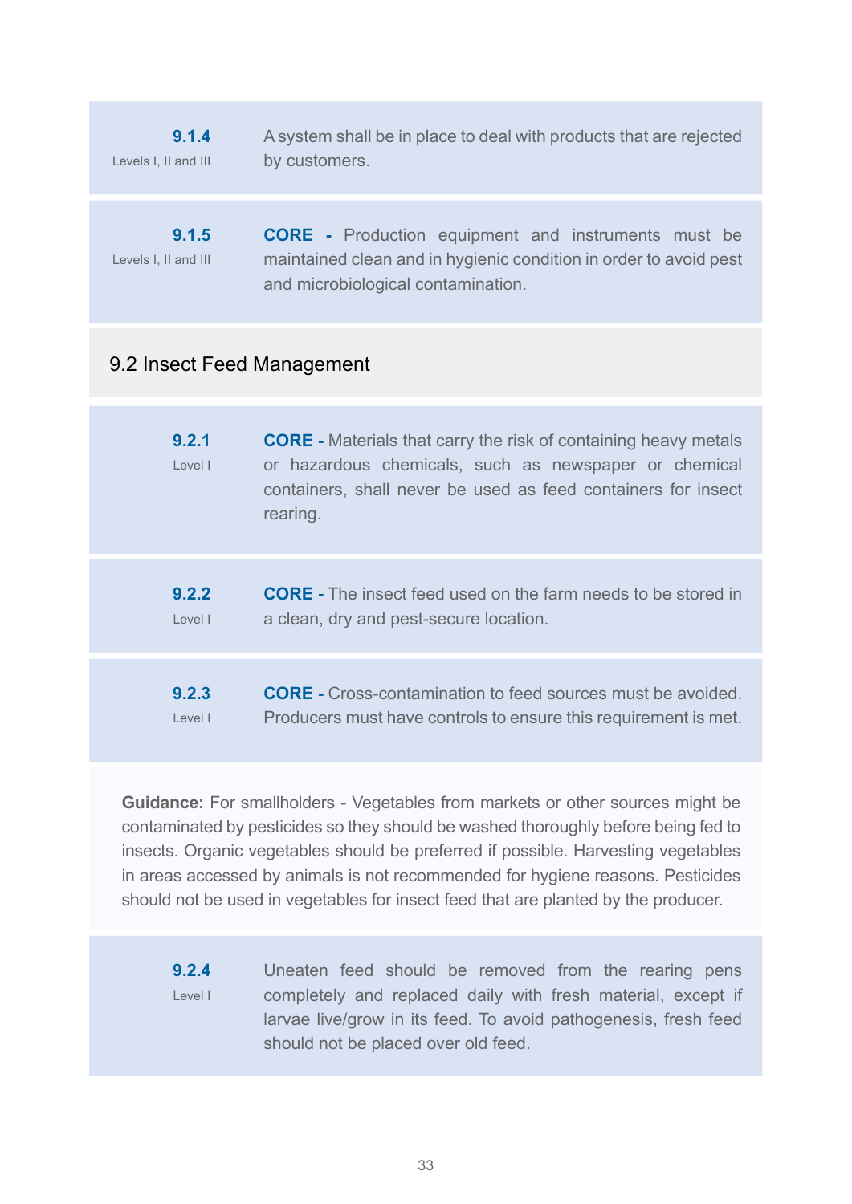| | |
|---|---|
| **9.1.4** Levels I, II and III | A system shall be in place to deal with products that are rejected by customers. |
| **9.1.5** Levels I, II and III | **CORE -** Production equipment and instruments must be maintained clean and in hygienic condition in order to avoid pest and microbiological contamination. |

## 9.2 Insect Feed Management

| | |
|---|---|
| **9.2.1** Level I | **CORE -** Materials that carry the risk of containing heavy metals or hazardous chemicals, such as newspaper or chemical containers, shall never be used as feed containers for insect rearing. |
| **9.2.2** Level I | **CORE -** The insect feed used on the farm needs to be stored in a clean, dry and pest-secure location. |
| **9.2.3** Level I | **CORE -** Cross-contamination to feed sources must be avoided. Producers must have controls to ensure this requirement is met. |

**Guidance:** For smallholders - Vegetables from markets or other sources might be contaminated by pesticides so they should be washed thoroughly before being fed to insects. Organic vegetables should be preferred if possible. Harvesting vegetables in areas accessed by animals is not recommended for hygiene reasons. Pesticides should not be used in vegetables for insect feed that are planted by the producer.

| | |
|---|---|
| **9.2.4** Level I | Uneaten feed should be removed from the rearing pens completely and replaced daily with fresh material, except if larvae live/grow in its feed. To avoid pathogenesis, fresh feed should not be placed over old feed. |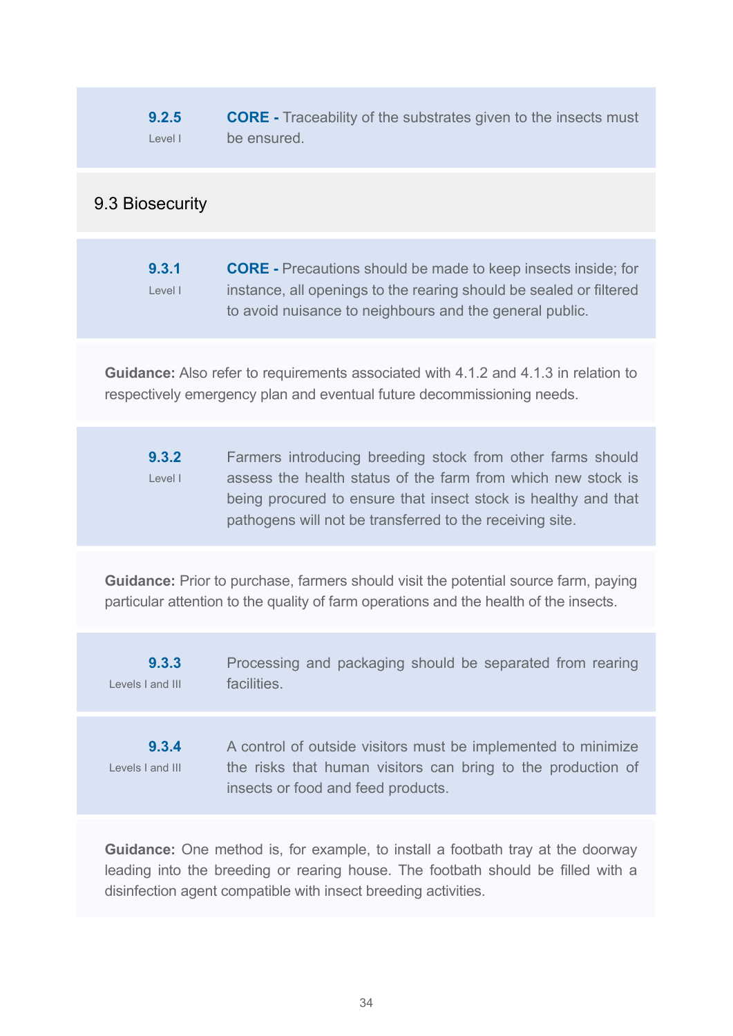**9.2.5**
Level I

**CORE -** Traceability of the substrates given to the insects must be ensured.

## 9.3 Biosecurity

**9.3.1**
Level I

**CORE -** Precautions should be made to keep insects inside; for instance, all openings to the rearing should be sealed or filtered to avoid nuisance to neighbours and the general public.

**Guidance:** Also refer to requirements associated with 4.1.2 and 4.1.3 in relation to respectively emergency plan and eventual future decommissioning needs.

**9.3.2**
Level I

Farmers introducing breeding stock from other farms should assess the health status of the farm from which new stock is being procured to ensure that insect stock is healthy and that pathogens will not be transferred to the receiving site.

**Guidance:** Prior to purchase, farmers should visit the potential source farm, paying particular attention to the quality of farm operations and the health of the insects.

**9.3.3**
Levels I and III

Processing and packaging should be separated from rearing facilities.

**9.3.4**
Levels I and III

A control of outside visitors must be implemented to minimize the risks that human visitors can bring to the production of insects or food and feed products.

**Guidance:** One method is, for example, to install a footbath tray at the doorway leading into the breeding or rearing house. The footbath should be filled with a disinfection agent compatible with insect breeding activities.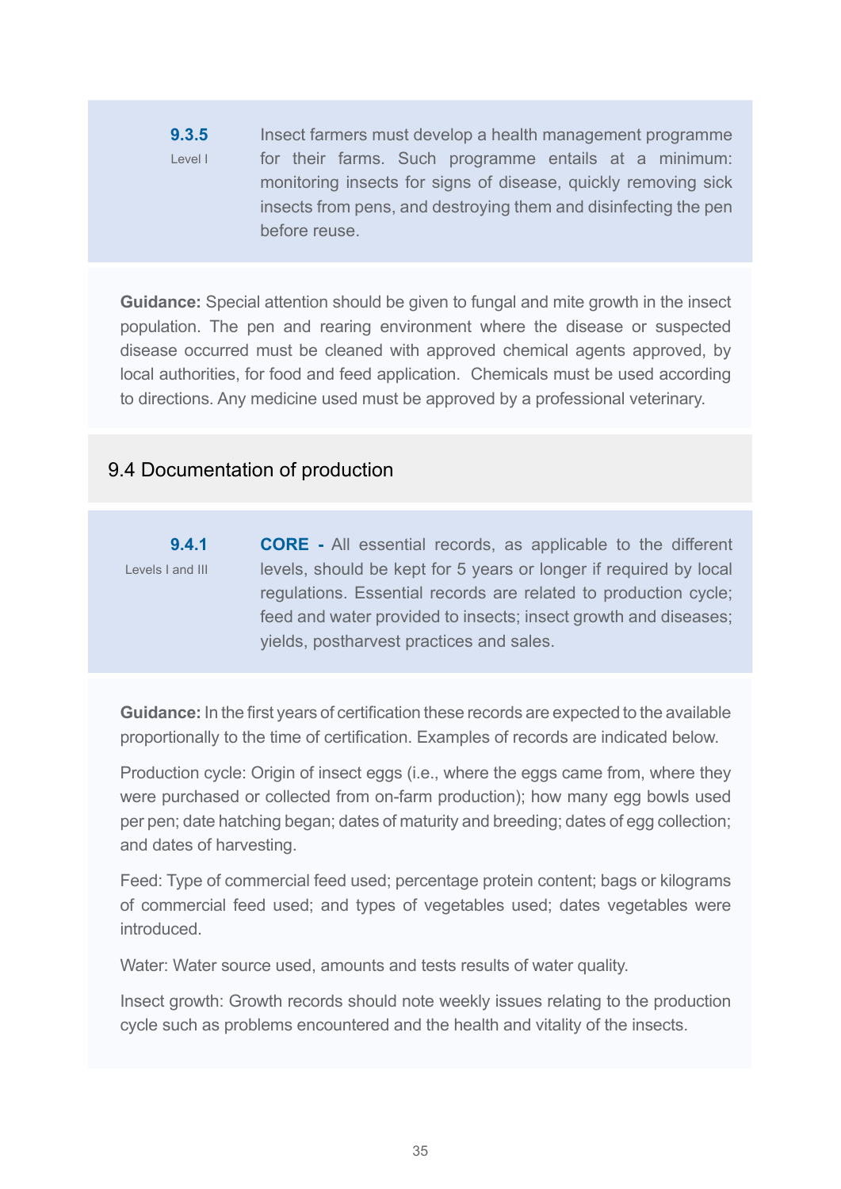**9.3.5**
Level I

Insect farmers must develop a health management programme for their farms. Such programme entails at a minimum: monitoring insects for signs of disease, quickly removing sick insects from pens, and destroying them and disinfecting the pen before reuse.

**Guidance:** Special attention should be given to fungal and mite growth in the insect population. The pen and rearing environment where the disease or suspected disease occurred must be cleaned with approved chemical agents approved, by local authorities, for food and feed application. Chemicals must be used according to directions. Any medicine used must be approved by a professional veterinary.

## 9.4 Documentation of production

**9.4.1**
Levels I and III

**CORE -** All essential records, as applicable to the different levels, should be kept for 5 years or longer if required by local regulations. Essential records are related to production cycle; feed and water provided to insects; insect growth and diseases; yields, postharvest practices and sales.

**Guidance:** In the first years of certification these records are expected to the available proportionally to the time of certification. Examples of records are indicated below.

Production cycle: Origin of insect eggs (i.e., where the eggs came from, where they were purchased or collected from on-farm production); how many egg bowls used per pen; date hatching began; dates of maturity and breeding; dates of egg collection; and dates of harvesting.

Feed: Type of commercial feed used; percentage protein content; bags or kilograms of commercial feed used; and types of vegetables used; dates vegetables were introduced.

Water: Water source used, amounts and tests results of water quality.

Insect growth: Growth records should note weekly issues relating to the production cycle such as problems encountered and the health and vitality of the insects.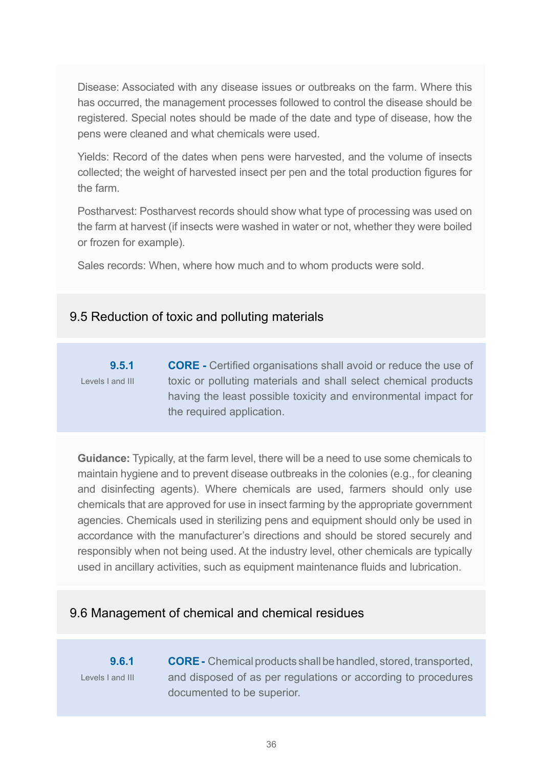Disease: Associated with any disease issues or outbreaks on the farm. Where this has occurred, the management processes followed to control the disease should be registered. Special notes should be made of the date and type of disease, how the pens were cleaned and what chemicals were used.

Yields: Record of the dates when pens were harvested, and the volume of insects collected; the weight of harvested insect per pen and the total production figures for the farm.

Postharvest: Postharvest records should show what type of processing was used on the farm at harvest (if insects were washed in water or not, whether they were boiled or frozen for example).

Sales records: When, where how much and to whom products were sold.

## 9.5 Reduction of toxic and polluting materials

**9.5.1**
Levels I and III

**CORE -** Certified organisations shall avoid or reduce the use of toxic or polluting materials and shall select chemical products having the least possible toxicity and environmental impact for the required application.

**Guidance:** Typically, at the farm level, there will be a need to use some chemicals to maintain hygiene and to prevent disease outbreaks in the colonies (e.g., for cleaning and disinfecting agents). Where chemicals are used, farmers should only use chemicals that are approved for use in insect farming by the appropriate government agencies. Chemicals used in sterilizing pens and equipment should only be used in accordance with the manufacturer's directions and should be stored securely and responsibly when not being used. At the industry level, other chemicals are typically used in ancillary activities, such as equipment maintenance fluids and lubrication.

## 9.6 Management of chemical and chemical residues

**9.6.1**
Levels I and III

**CORE -** Chemical products shall be handled, stored, transported, and disposed of as per regulations or according to procedures documented to be superior.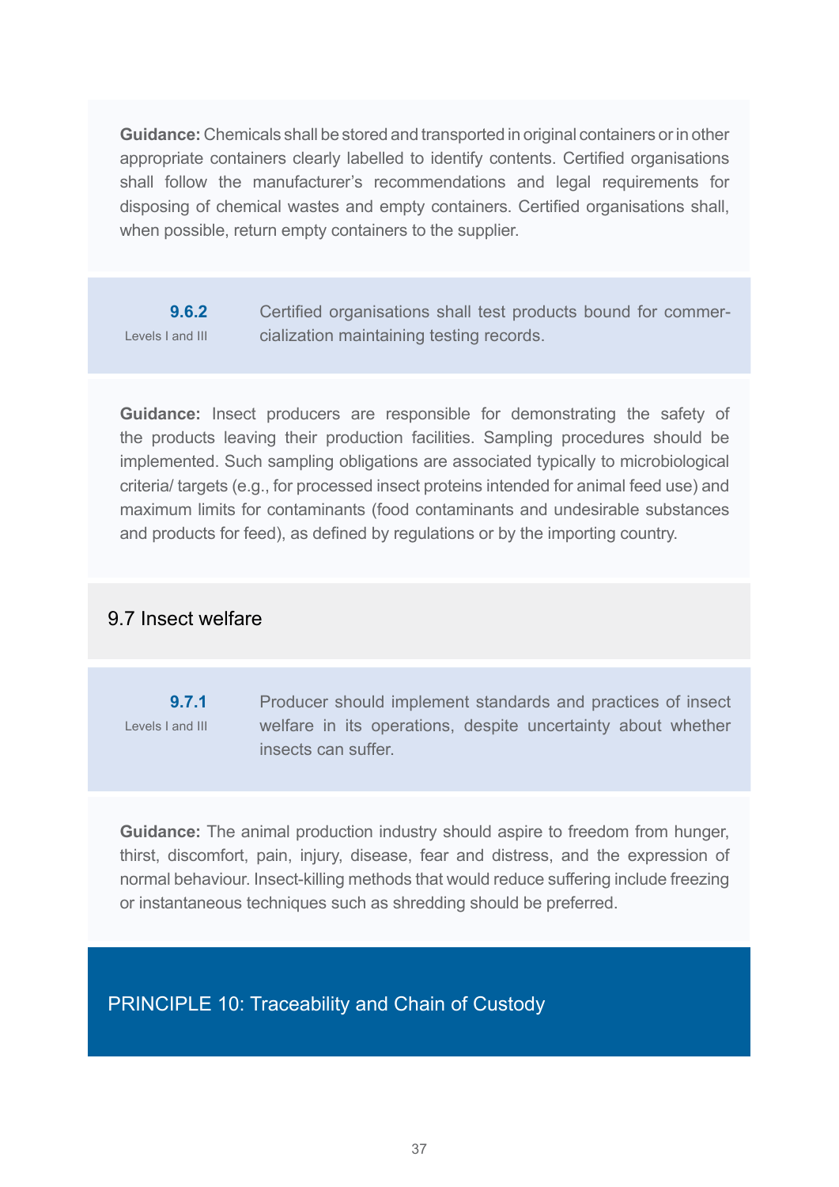**Guidance:** Chemicals shall be stored and transported in original containers or in other appropriate containers clearly labelled to identify contents. Certified organisations shall follow the manufacturer's recommendations and legal requirements for disposing of chemical wastes and empty containers. Certified organisations shall, when possible, return empty containers to the supplier.

| **9.6.2**<br>Levels I and III | Certified organisations shall test products bound for commercialization maintaining testing records. |
|---|---|

**Guidance:** Insect producers are responsible for demonstrating the safety of the products leaving their production facilities. Sampling procedures should be implemented. Such sampling obligations are associated typically to microbiological criteria/ targets (e.g., for processed insect proteins intended for animal feed use) and maximum limits for contaminants (food contaminants and undesirable substances and products for feed), as defined by regulations or by the importing country.

## 9.7 Insect welfare

| **9.7.1**<br>Levels I and III | Producer should implement standards and practices of insect welfare in its operations, despite uncertainty about whether insects can suffer. |
|---|---|

**Guidance:** The animal production industry should aspire to freedom from hunger, thirst, discomfort, pain, injury, disease, fear and distress, and the expression of normal behaviour. Insect-killing methods that would reduce suffering include freezing or instantaneous techniques such as shredding should be preferred.

# PRINCIPLE 10: Traceability and Chain of Custody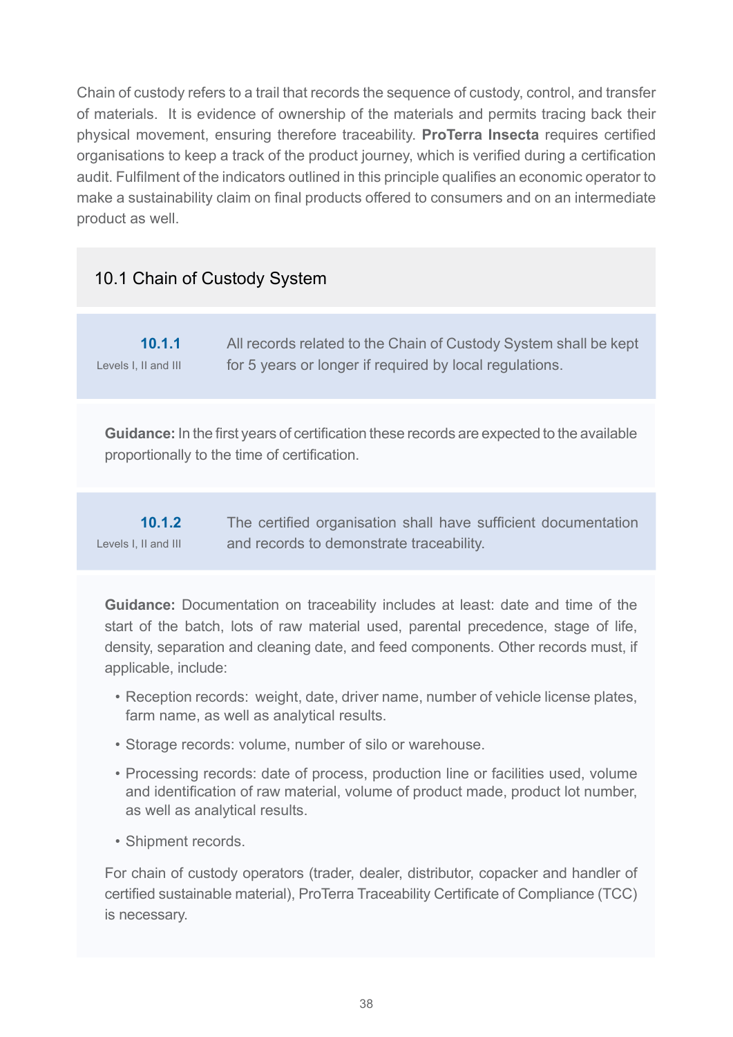Chain of custody refers to a trail that records the sequence of custody, control, and transfer of materials. It is evidence of ownership of the materials and permits tracing back their physical movement, ensuring therefore traceability. **ProTerra Insecta** requires certified organisations to keep a track of the product journey, which is verified during a certification audit. Fulfilment of the indicators outlined in this principle qualifies an economic operator to make a sustainability claim on final products offered to consumers and on an intermediate product as well.

## 10.1 Chain of Custody System

**10.1.1**
Levels I, II and III

All records related to the Chain of Custody System shall be kept for 5 years or longer if required by local regulations.

**Guidance:** In the first years of certification these records are expected to the available proportionally to the time of certification.

**10.1.2**
Levels I, II and III

The certified organisation shall have sufficient documentation and records to demonstrate traceability.

**Guidance:** Documentation on traceability includes at least: date and time of the start of the batch, lots of raw material used, parental precedence, stage of life, density, separation and cleaning date, and feed components. Other records must, if applicable, include:

- Reception records: weight, date, driver name, number of vehicle license plates, farm name, as well as analytical results.
- Storage records: volume, number of silo or warehouse.
- Processing records: date of process, production line or facilities used, volume and identification of raw material, volume of product made, product lot number, as well as analytical results.
- Shipment records.

For chain of custody operators (trader, dealer, distributor, copacker and handler of certified sustainable material), ProTerra Traceability Certificate of Compliance (TCC) is necessary.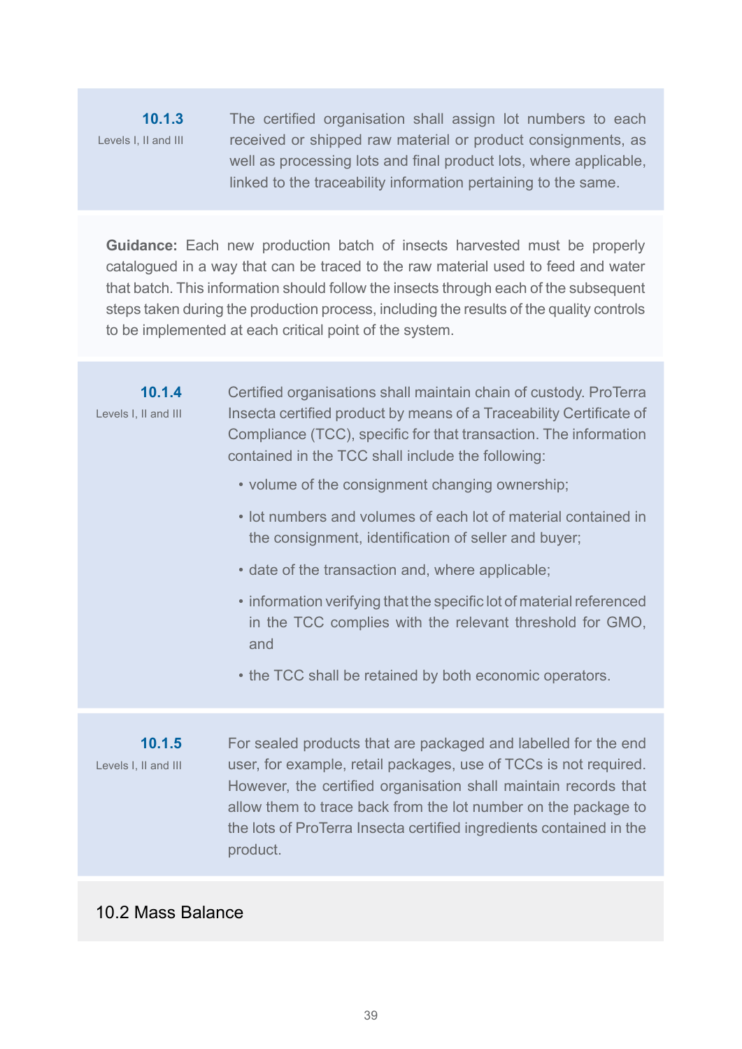**10.1.3**
Levels I, II and III

The certified organisation shall assign lot numbers to each received or shipped raw material or product consignments, as well as processing lots and final product lots, where applicable, linked to the traceability information pertaining to the same.

**Guidance:** Each new production batch of insects harvested must be properly catalogued in a way that can be traced to the raw material used to feed and water that batch. This information should follow the insects through each of the subsequent steps taken during the production process, including the results of the quality controls to be implemented at each critical point of the system.

**10.1.4**
Levels I, II and III

Certified organisations shall maintain chain of custody. ProTerra Insecta certified product by means of a Traceability Certificate of Compliance (TCC), specific for that transaction. The information contained in the TCC shall include the following:

- volume of the consignment changing ownership;
- lot numbers and volumes of each lot of material contained in the consignment, identification of seller and buyer;
- date of the transaction and, where applicable;
- information verifying that the specific lot of material referenced in the TCC complies with the relevant threshold for GMO, and
- the TCC shall be retained by both economic operators.

**10.1.5**
Levels I, II and III

For sealed products that are packaged and labelled for the end user, for example, retail packages, use of TCCs is not required. However, the certified organisation shall maintain records that allow them to trace back from the lot number on the package to the lots of ProTerra Insecta certified ingredients contained in the product.

## 10.2 Mass Balance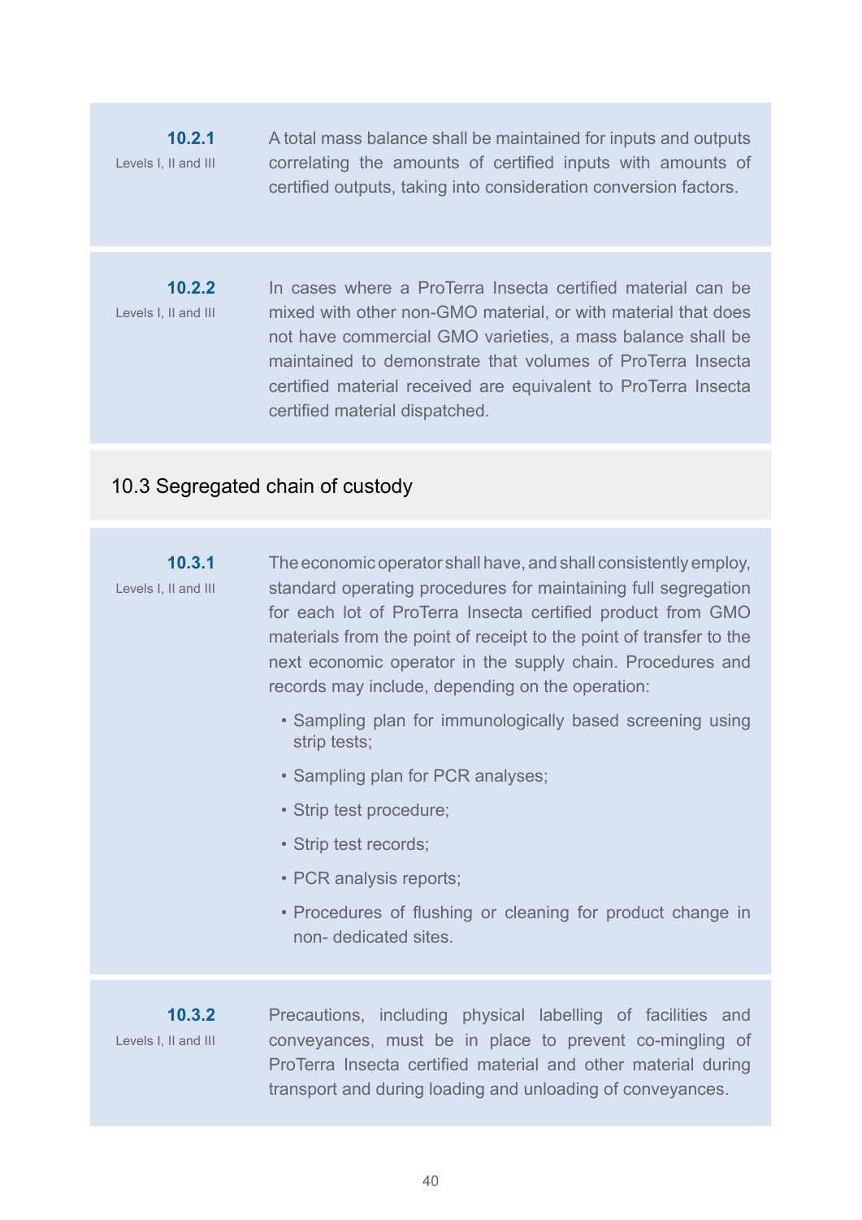**10.2.1**
Levels I, II and III

A total mass balance shall be maintained for inputs and outputs correlating the amounts of certified inputs with amounts of certified outputs, taking into consideration conversion factors.

**10.2.2**
Levels I, II and III

In cases where a ProTerra Insecta certified material can be mixed with other non-GMO material, or with material that does not have commercial GMO varieties, a mass balance shall be maintained to demonstrate that volumes of ProTerra Insecta certified material received are equivalent to ProTerra Insecta certified material dispatched.

## 10.3 Segregated chain of custody

**10.3.1**
Levels I, II and III

The economic operator shall have, and shall consistently employ, standard operating procedures for maintaining full segregation for each lot of ProTerra Insecta certified product from GMO materials from the point of receipt to the point of transfer to the next economic operator in the supply chain. Procedures and records may include, depending on the operation:

- Sampling plan for immunologically based screening using strip tests;
- Sampling plan for PCR analyses;
- Strip test procedure;
- Strip test records;
- PCR analysis reports;
- Procedures of flushing or cleaning for product change in non- dedicated sites.

**10.3.2**
Levels I, II and III

Precautions, including physical labelling of facilities and conveyances, must be in place to prevent co-mingling of ProTerra Insecta certified material and other material during transport and during loading and unloading of conveyances.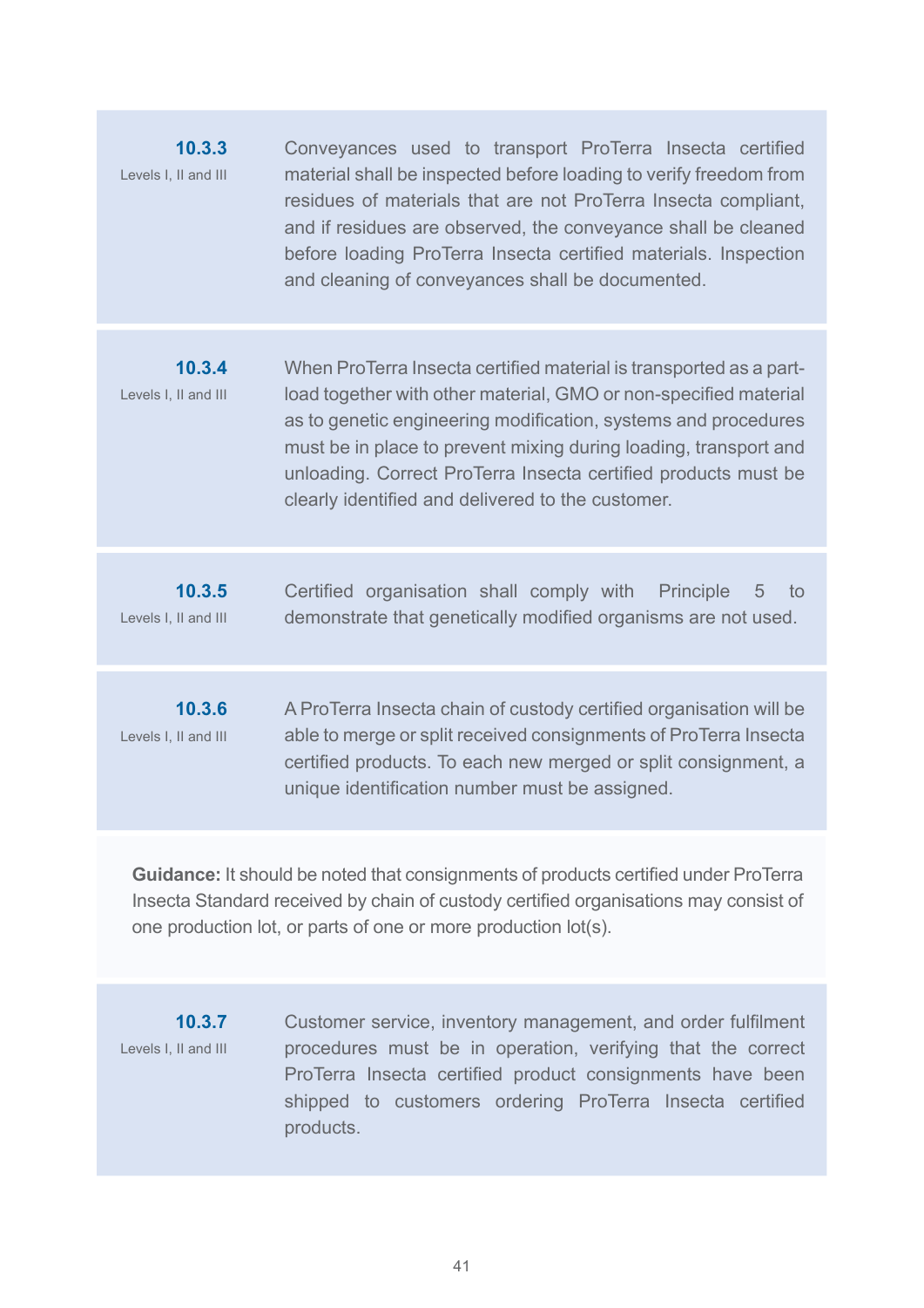**10.3.3**
Levels I, II and III

Conveyances used to transport ProTerra Insecta certified material shall be inspected before loading to verify freedom from residues of materials that are not ProTerra Insecta compliant, and if residues are observed, the conveyance shall be cleaned before loading ProTerra Insecta certified materials. Inspection and cleaning of conveyances shall be documented.

**10.3.4**
Levels I, II and III

When ProTerra Insecta certified material is transported as a part-load together with other material, GMO or non-specified material as to genetic engineering modification, systems and procedures must be in place to prevent mixing during loading, transport and unloading. Correct ProTerra Insecta certified products must be clearly identified and delivered to the customer.

**10.3.5**
Levels I, II and III

Certified organisation shall comply with Principle 5 to demonstrate that genetically modified organisms are not used.

**10.3.6**
Levels I, II and III

A ProTerra Insecta chain of custody certified organisation will be able to merge or split received consignments of ProTerra Insecta certified products. To each new merged or split consignment, a unique identification number must be assigned.

**Guidance:** It should be noted that consignments of products certified under ProTerra Insecta Standard received by chain of custody certified organisations may consist of one production lot, or parts of one or more production lot(s).

**10.3.7**
Levels I, II and III

Customer service, inventory management, and order fulfilment procedures must be in operation, verifying that the correct ProTerra Insecta certified product consignments have been shipped to customers ordering ProTerra Insecta certified products.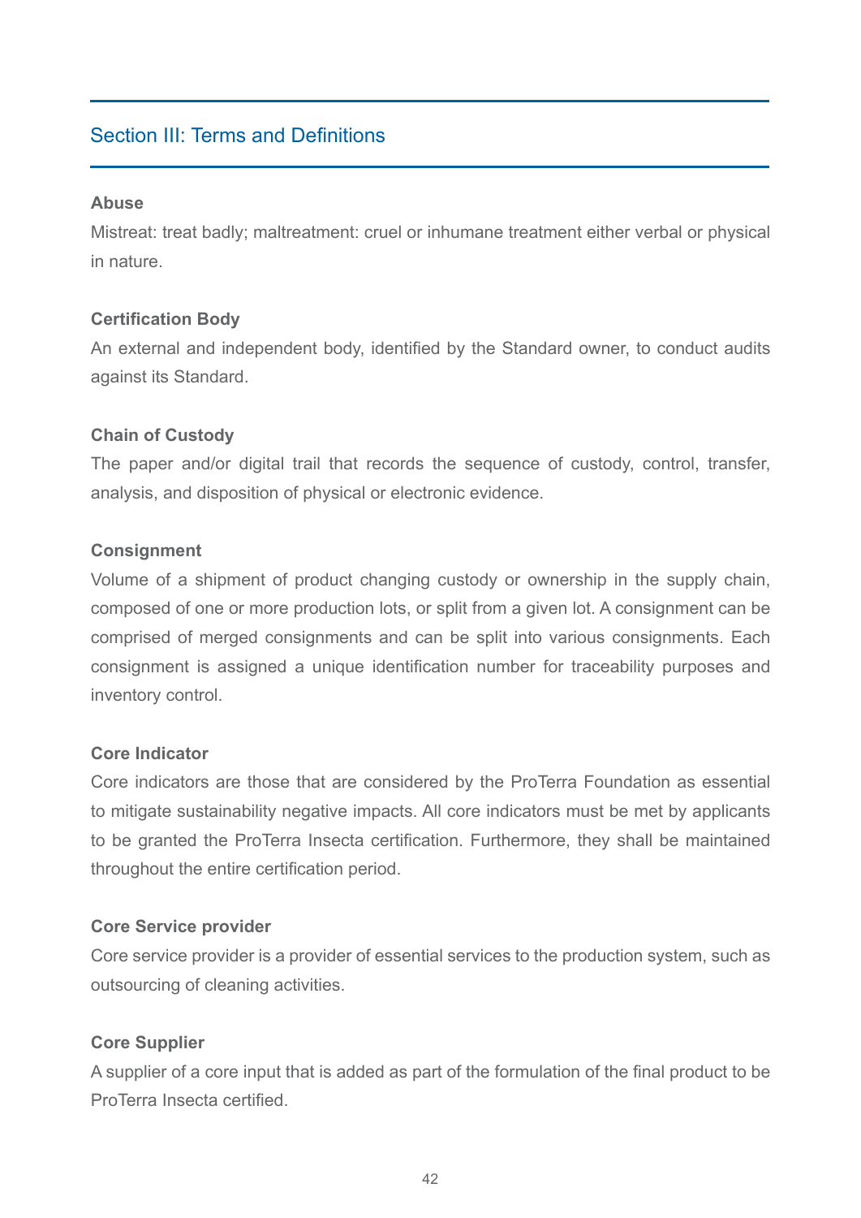## Section III: Terms and Definitions

**Abuse**

Mistreat: treat badly; maltreatment: cruel or inhumane treatment either verbal or physical in nature.

**Certification Body**

An external and independent body, identified by the Standard owner, to conduct audits against its Standard.

**Chain of Custody**

The paper and/or digital trail that records the sequence of custody, control, transfer, analysis, and disposition of physical or electronic evidence.

**Consignment**

Volume of a shipment of product changing custody or ownership in the supply chain, composed of one or more production lots, or split from a given lot. A consignment can be comprised of merged consignments and can be split into various consignments. Each consignment is assigned a unique identification number for traceability purposes and inventory control.

**Core Indicator**

Core indicators are those that are considered by the ProTerra Foundation as essential to mitigate sustainability negative impacts. All core indicators must be met by applicants to be granted the ProTerra Insecta certification. Furthermore, they shall be maintained throughout the entire certification period.

**Core Service provider**

Core service provider is a provider of essential services to the production system, such as outsourcing of cleaning activities.

**Core Supplier**

A supplier of a core input that is added as part of the formulation of the final product to be ProTerra Insecta certified.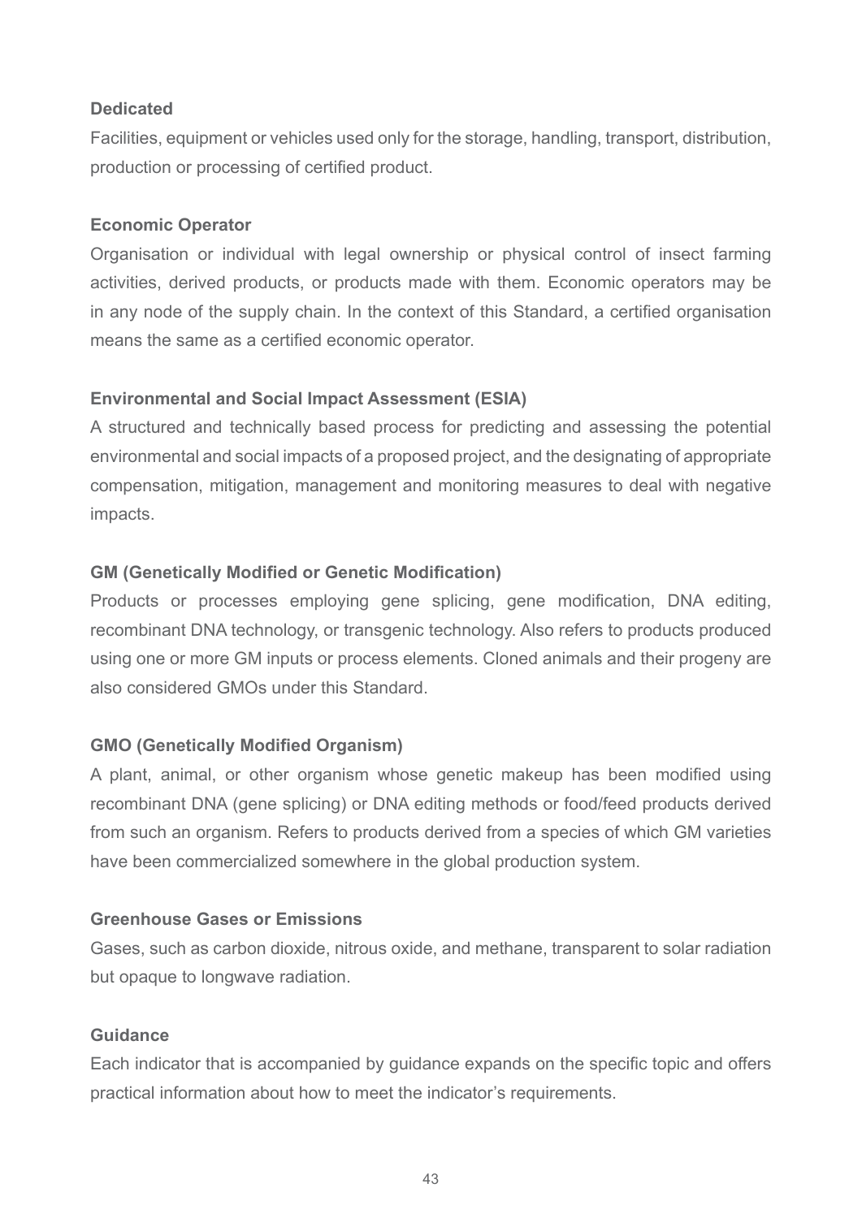**Dedicated**

Facilities, equipment or vehicles used only for the storage, handling, transport, distribution, production or processing of certified product.

**Economic Operator**

Organisation or individual with legal ownership or physical control of insect farming activities, derived products, or products made with them. Economic operators may be in any node of the supply chain. In the context of this Standard, a certified organisation means the same as a certified economic operator.

**Environmental and Social Impact Assessment (ESIA)**

A structured and technically based process for predicting and assessing the potential environmental and social impacts of a proposed project, and the designating of appropriate compensation, mitigation, management and monitoring measures to deal with negative impacts.

**GM (Genetically Modified or Genetic Modification)**

Products or processes employing gene splicing, gene modification, DNA editing, recombinant DNA technology, or transgenic technology. Also refers to products produced using one or more GM inputs or process elements. Cloned animals and their progeny are also considered GMOs under this Standard.

**GMO (Genetically Modified Organism)**

A plant, animal, or other organism whose genetic makeup has been modified using recombinant DNA (gene splicing) or DNA editing methods or food/feed products derived from such an organism. Refers to products derived from a species of which GM varieties have been commercialized somewhere in the global production system.

**Greenhouse Gases or Emissions**

Gases, such as carbon dioxide, nitrous oxide, and methane, transparent to solar radiation but opaque to longwave radiation.

**Guidance**

Each indicator that is accompanied by guidance expands on the specific topic and offers practical information about how to meet the indicator's requirements.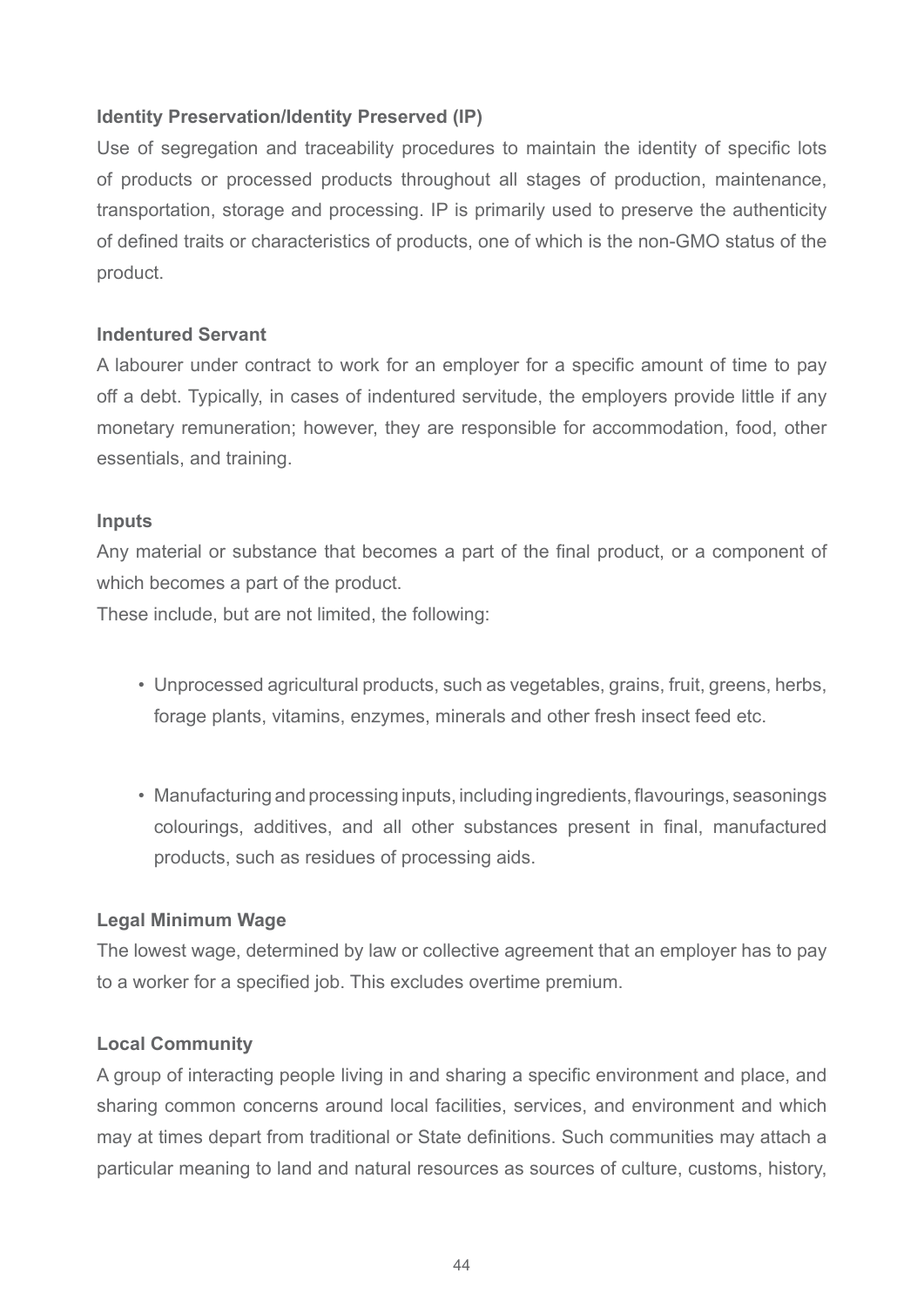**Identity Preservation/Identity Preserved (IP)**

Use of segregation and traceability procedures to maintain the identity of specific lots of products or processed products throughout all stages of production, maintenance, transportation, storage and processing. IP is primarily used to preserve the authenticity of defined traits or characteristics of products, one of which is the non-GMO status of the product.

**Indentured Servant**

A labourer under contract to work for an employer for a specific amount of time to pay off a debt. Typically, in cases of indentured servitude, the employers provide little if any monetary remuneration; however, they are responsible for accommodation, food, other essentials, and training.

**Inputs**

Any material or substance that becomes a part of the final product, or a component of which becomes a part of the product.
These include, but are not limited, the following:

- Unprocessed agricultural products, such as vegetables, grains, fruit, greens, herbs, forage plants, vitamins, enzymes, minerals and other fresh insect feed etc.

- Manufacturing and processing inputs, including ingredients, flavourings, seasonings colourings, additives, and all other substances present in final, manufactured products, such as residues of processing aids.

**Legal Minimum Wage**

The lowest wage, determined by law or collective agreement that an employer has to pay to a worker for a specified job. This excludes overtime premium.

**Local Community**

A group of interacting people living in and sharing a specific environment and place, and sharing common concerns around local facilities, services, and environment and which may at times depart from traditional or State definitions. Such communities may attach a particular meaning to land and natural resources as sources of culture, customs, history,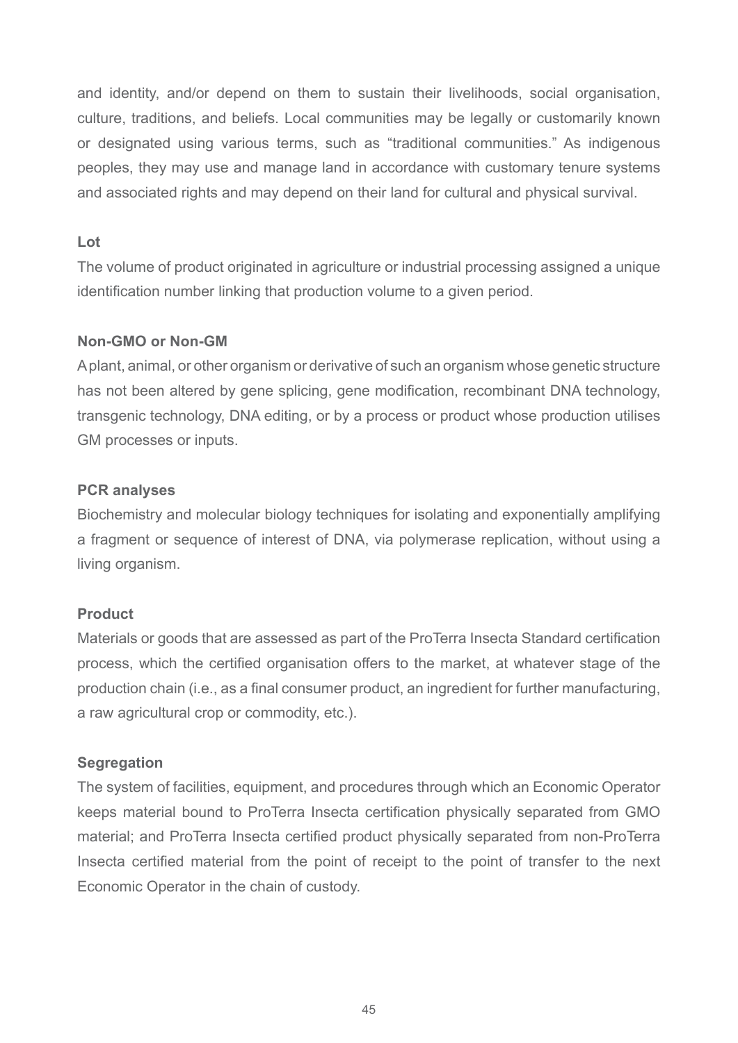and identity, and/or depend on them to sustain their livelihoods, social organisation, culture, traditions, and beliefs. Local communities may be legally or customarily known or designated using various terms, such as "traditional communities." As indigenous peoples, they may use and manage land in accordance with customary tenure systems and associated rights and may depend on their land for cultural and physical survival.

**Lot**

The volume of product originated in agriculture or industrial processing assigned a unique identification number linking that production volume to a given period.

**Non-GMO or Non-GM**

A plant, animal, or other organism or derivative of such an organism whose genetic structure has not been altered by gene splicing, gene modification, recombinant DNA technology, transgenic technology, DNA editing, or by a process or product whose production utilises GM processes or inputs.

**PCR analyses**

Biochemistry and molecular biology techniques for isolating and exponentially amplifying a fragment or sequence of interest of DNA, via polymerase replication, without using a living organism.

**Product**

Materials or goods that are assessed as part of the ProTerra Insecta Standard certification process, which the certified organisation offers to the market, at whatever stage of the production chain (i.e., as a final consumer product, an ingredient for further manufacturing, a raw agricultural crop or commodity, etc.).

**Segregation**

The system of facilities, equipment, and procedures through which an Economic Operator keeps material bound to ProTerra Insecta certification physically separated from GMO material; and ProTerra Insecta certified product physically separated from non-ProTerra Insecta certified material from the point of receipt to the point of transfer to the next Economic Operator in the chain of custody.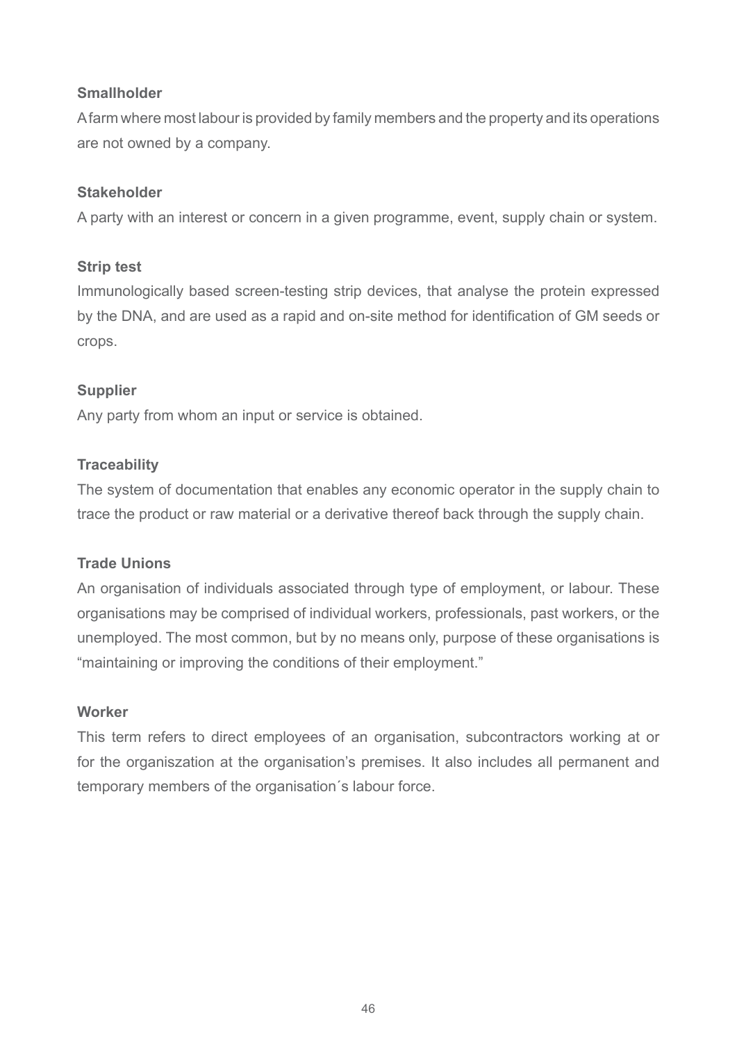**Smallholder**

A farm where most labour is provided by family members and the property and its operations are not owned by a company.

**Stakeholder**

A party with an interest or concern in a given programme, event, supply chain or system.

**Strip test**

Immunologically based screen-testing strip devices, that analyse the protein expressed by the DNA, and are used as a rapid and on-site method for identification of GM seeds or crops.

**Supplier**

Any party from whom an input or service is obtained.

**Traceability**

The system of documentation that enables any economic operator in the supply chain to trace the product or raw material or a derivative thereof back through the supply chain.

**Trade Unions**

An organisation of individuals associated through type of employment, or labour. These organisations may be comprised of individual workers, professionals, past workers, or the unemployed. The most common, but by no means only, purpose of these organisations is "maintaining or improving the conditions of their employment."

**Worker**

This term refers to direct employees of an organisation, subcontractors working at or for the organiszation at the organisation's premises. It also includes all permanent and temporary members of the organisation´s labour force.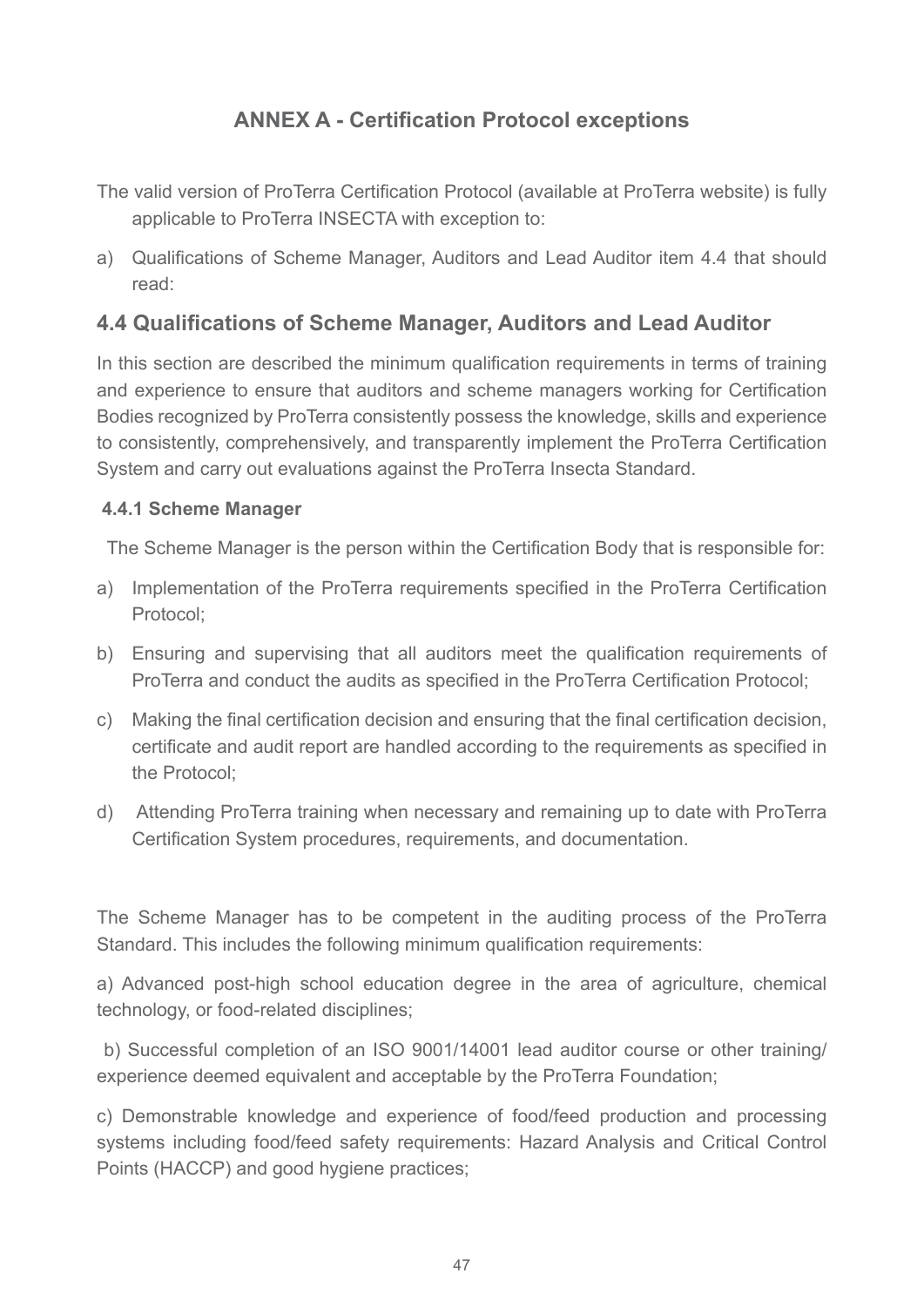# ANNEX A - Certification Protocol exceptions

The valid version of ProTerra Certification Protocol (available at ProTerra website) is fully applicable to ProTerra INSECTA with exception to:

a) Qualifications of Scheme Manager, Auditors and Lead Auditor item 4.4 that should read:

## 4.4 Qualifications of Scheme Manager, Auditors and Lead Auditor

In this section are described the minimum qualification requirements in terms of training and experience to ensure that auditors and scheme managers working for Certification Bodies recognized by ProTerra consistently possess the knowledge, skills and experience to consistently, comprehensively, and transparently implement the ProTerra Certification System and carry out evaluations against the ProTerra Insecta Standard.

### 4.4.1 Scheme Manager

The Scheme Manager is the person within the Certification Body that is responsible for:

a) Implementation of the ProTerra requirements specified in the ProTerra Certification Protocol;

b) Ensuring and supervising that all auditors meet the qualification requirements of ProTerra and conduct the audits as specified in the ProTerra Certification Protocol;

c) Making the final certification decision and ensuring that the final certification decision, certificate and audit report are handled according to the requirements as specified in the Protocol;

d) Attending ProTerra training when necessary and remaining up to date with ProTerra Certification System procedures, requirements, and documentation.

The Scheme Manager has to be competent in the auditing process of the ProTerra Standard. This includes the following minimum qualification requirements:

a) Advanced post-high school education degree in the area of agriculture, chemical technology, or food-related disciplines;

b) Successful completion of an ISO 9001/14001 lead auditor course or other training/ experience deemed equivalent and acceptable by the ProTerra Foundation;

c) Demonstrable knowledge and experience of food/feed production and processing systems including food/feed safety requirements: Hazard Analysis and Critical Control Points (HACCP) and good hygiene practices;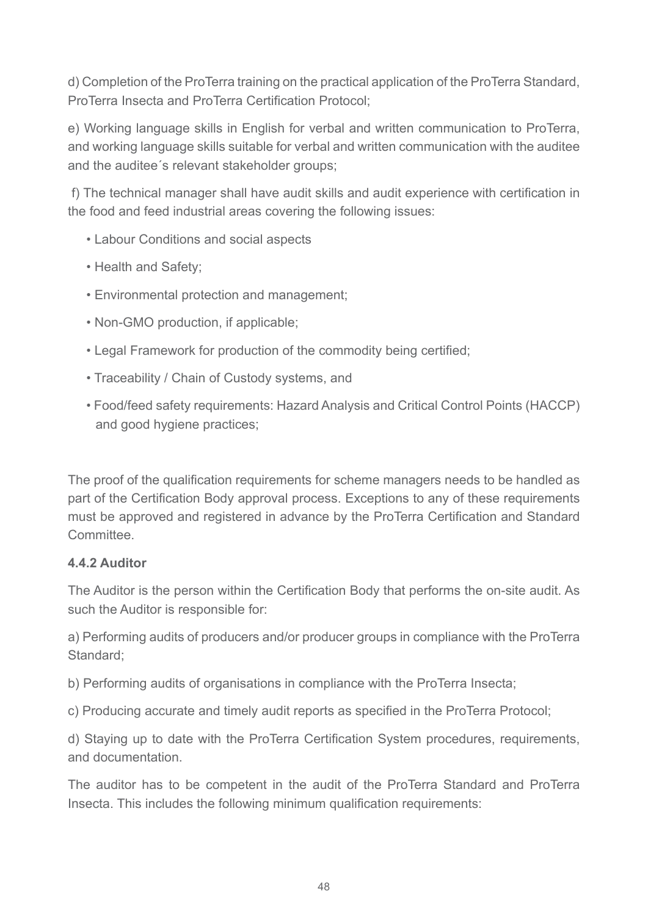d) Completion of the ProTerra training on the practical application of the ProTerra Standard, ProTerra Insecta and ProTerra Certification Protocol;

e) Working language skills in English for verbal and written communication to ProTerra, and working language skills suitable for verbal and written communication with the auditee and the auditee´s relevant stakeholder groups;

f) The technical manager shall have audit skills and audit experience with certification in the food and feed industrial areas covering the following issues:

- Labour Conditions and social aspects
- Health and Safety;
- Environmental protection and management;
- Non-GMO production, if applicable;
- Legal Framework for production of the commodity being certified;
- Traceability / Chain of Custody systems, and
- Food/feed safety requirements: Hazard Analysis and Critical Control Points (HACCP) and good hygiene practices;

The proof of the qualification requirements for scheme managers needs to be handled as part of the Certification Body approval process. Exceptions to any of these requirements must be approved and registered in advance by the ProTerra Certification and Standard Committee.

**4.4.2 Auditor**

The Auditor is the person within the Certification Body that performs the on-site audit. As such the Auditor is responsible for:

a) Performing audits of producers and/or producer groups in compliance with the ProTerra Standard;

b) Performing audits of organisations in compliance with the ProTerra Insecta;

c) Producing accurate and timely audit reports as specified in the ProTerra Protocol;

d) Staying up to date with the ProTerra Certification System procedures, requirements, and documentation.

The auditor has to be competent in the audit of the ProTerra Standard and ProTerra Insecta. This includes the following minimum qualification requirements: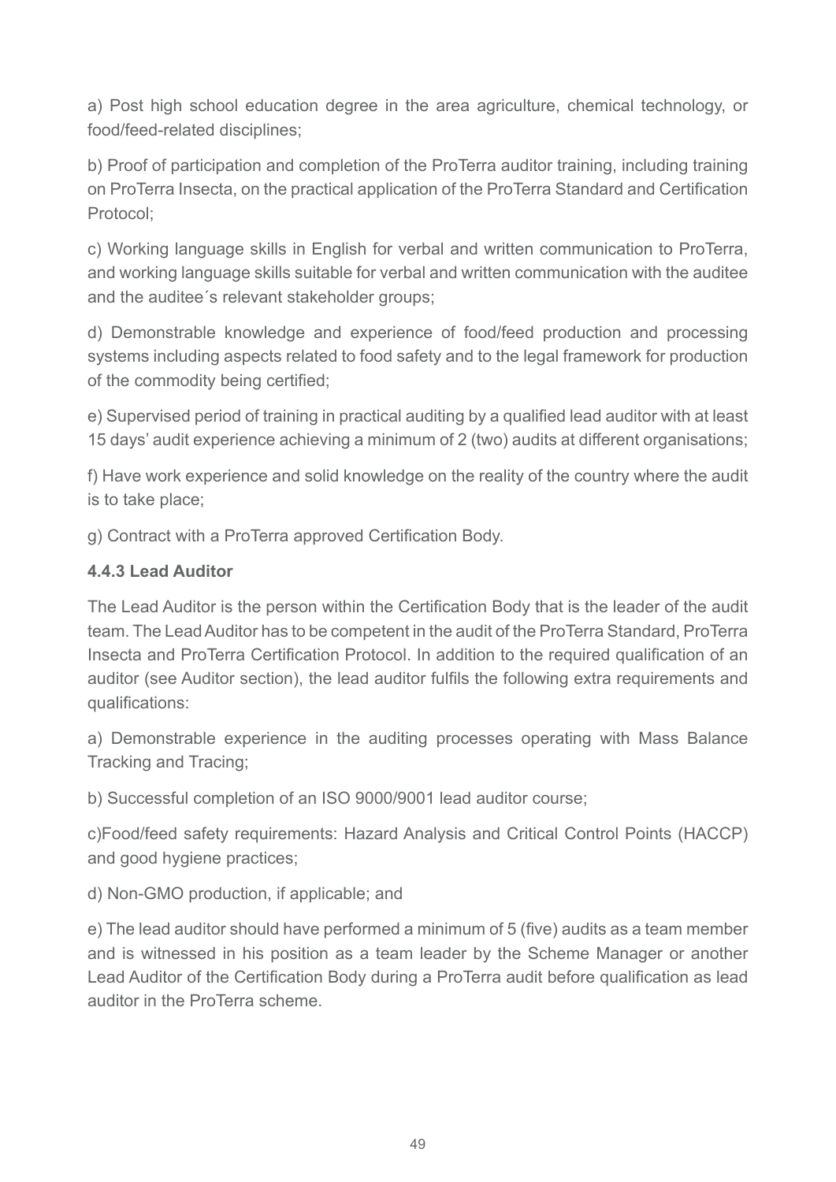a) Post high school education degree in the area agriculture, chemical technology, or food/feed-related disciplines;

b) Proof of participation and completion of the ProTerra auditor training, including training on ProTerra Insecta, on the practical application of the ProTerra Standard and Certification Protocol;

c) Working language skills in English for verbal and written communication to ProTerra, and working language skills suitable for verbal and written communication with the auditee and the auditee´s relevant stakeholder groups;

d) Demonstrable knowledge and experience of food/feed production and processing systems including aspects related to food safety and to the legal framework for production of the commodity being certified;

e) Supervised period of training in practical auditing by a qualified lead auditor with at least 15 days' audit experience achieving a minimum of 2 (two) audits at different organisations;

f) Have work experience and solid knowledge on the reality of the country where the audit is to take place;

g) Contract with a ProTerra approved Certification Body.

#### 4.4.3 Lead Auditor

The Lead Auditor is the person within the Certification Body that is the leader of the audit team. The Lead Auditor has to be competent in the audit of the ProTerra Standard, ProTerra Insecta and ProTerra Certification Protocol. In addition to the required qualification of an auditor (see Auditor section), the lead auditor fulfils the following extra requirements and qualifications:

a) Demonstrable experience in the auditing processes operating with Mass Balance Tracking and Tracing;

b) Successful completion of an ISO 9000/9001 lead auditor course;

c)Food/feed safety requirements: Hazard Analysis and Critical Control Points (HACCP) and good hygiene practices;

d) Non-GMO production, if applicable; and

e) The lead auditor should have performed a minimum of 5 (five) audits as a team member and is witnessed in his position as a team leader by the Scheme Manager or another Lead Auditor of the Certification Body during a ProTerra audit before qualification as lead auditor in the ProTerra scheme.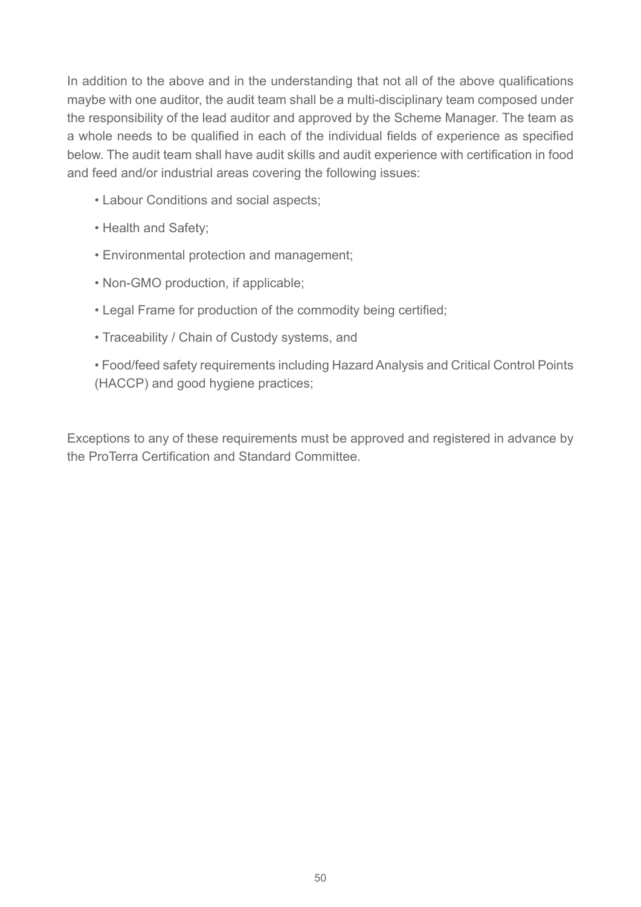In addition to the above and in the understanding that not all of the above qualifications maybe with one auditor, the audit team shall be a multi-disciplinary team composed under the responsibility of the lead auditor and approved by the Scheme Manager. The team as a whole needs to be qualified in each of the individual fields of experience as specified below. The audit team shall have audit skills and audit experience with certification in food and feed and/or industrial areas covering the following issues:

- Labour Conditions and social aspects;
- Health and Safety;
- Environmental protection and management;
- Non-GMO production, if applicable;
- Legal Frame for production of the commodity being certified;
- Traceability / Chain of Custody systems, and
- Food/feed safety requirements including Hazard Analysis and Critical Control Points (HACCP) and good hygiene practices;

Exceptions to any of these requirements must be approved and registered in advance by the ProTerra Certification and Standard Committee.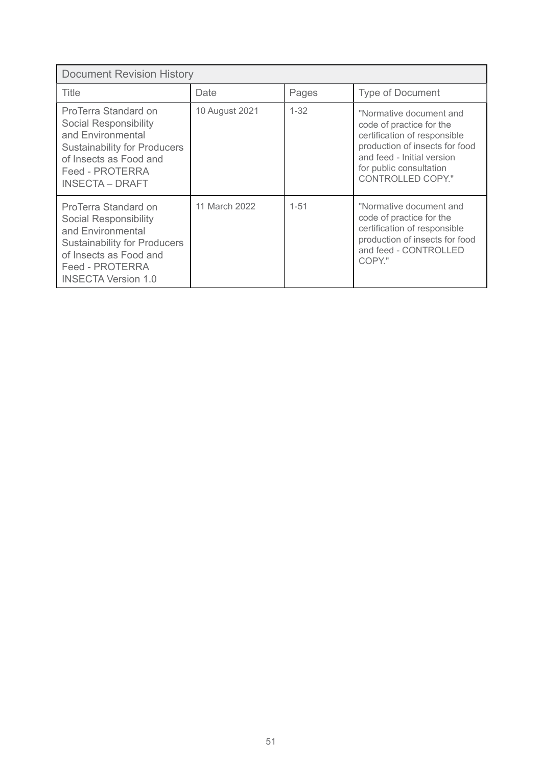| Document Revision History | | | |
|---|---|---|---|
| Title | Date | Pages | Type of Document |
| ProTerra Standard on Social Responsibility and Environmental Sustainability for Producers of Insects as Food and Feed - PROTERRA INSECTA – DRAFT | 10 August 2021 | 1-32 | "Normative document and code of practice for the certification of responsible production of insects for food and feed - Initial version for public consultation CONTROLLED COPY." |
| ProTerra Standard on Social Responsibility and Environmental Sustainability for Producers of Insects as Food and Feed - PROTERRA INSECTA Version 1.0 | 11 March 2022 | 1-51 | "Normative document and code of practice for the certification of responsible production of insects for food and feed - CONTROLLED COPY." |